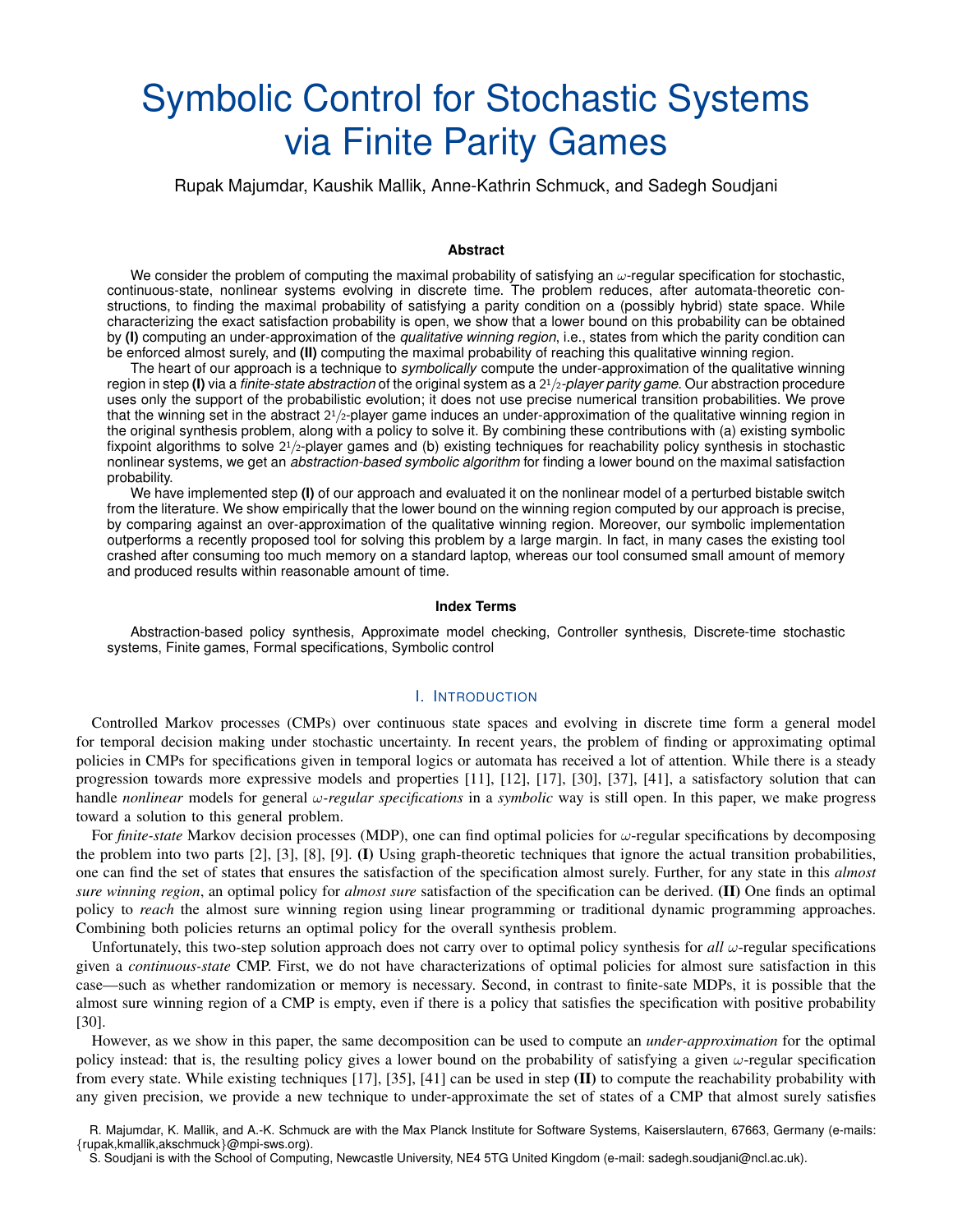# Symbolic Control for Stochastic Systems via Finite Parity Games

Rupak Majumdar, Kaushik Mallik, Anne-Kathrin Schmuck, and Sadegh Soudjani

### Abstract

We consider the problem of computing the maximal probability of satisfying an $\omega$-regular specification for stochastic, continuous-state, nonlinear systems evolving in discrete time. The problem reduces, after automata-theoretic constructions, to finding the maximal probability of satisfying a parity condition on a (possibly hybrid) state space. While characterizing the exact satisfaction probability is open, we show that a lower bound on this probability can be obtained by **(I)** computing an under-approximation of the *qualitative winning region*, i.e., states from which the parity condition can be enforced almost surely, and **(II)** computing the maximal probability of reaching this qualitative winning region.

The heart of our approach is a technique to *symbolically* compute the under-approximation of the qualitative winning region in step **(I)** via a *finite-state abstraction* of the original system as a $2^1/_2$*-player parity game*. Our abstraction procedure uses only the support of the probabilistic evolution; it does not use precise numerical transition probabilities. We prove that the winning set in the abstract $2^1/_2$-player game induces an under-approximation of the qualitative winning region in the original synthesis problem, along with a policy to solve it. By combining these contributions with (a) existing symbolic fixpoint algorithms to solve $2^1/_2$-player games and (b) existing techniques for reachability policy synthesis in stochastic nonlinear systems, we get an *abstraction-based symbolic algorithm* for finding a lower bound on the maximal satisfaction probability.

We have implemented step **(I)** of our approach and evaluated it on the nonlinear model of a perturbed bistable switch from the literature. We show empirically that the lower bound on the winning region computed by our approach is precise, by comparing against an over-approximation of the qualitative winning region. Moreover, our symbolic implementation outperforms a recently proposed tool for solving this problem by a large margin. In fact, in many cases the existing tool crashed after consuming too much memory on a standard laptop, whereas our tool consumed small amount of memory and produced results within reasonable amount of time.

### Index Terms

Abstraction-based policy synthesis, Approximate model checking, Controller synthesis, Discrete-time stochastic systems, Finite games, Formal specifications, Symbolic control

## I. Introduction

Controlled Markov processes (CMPs) over continuous state spaces and evolving in discrete time form a general model for temporal decision making under stochastic uncertainty. In recent years, the problem of finding or approximating optimal policies in CMPs for specifications given in temporal logics or automata has received a lot of attention. While there is a steady progression towards more expressive models and properties [11], [12], [17], [30], [37], [41], a satisfactory solution that can handle *nonlinear* models for general $\omega$*-regular specifications* in a *symbolic* way is still open. In this paper, we make progress toward a solution to this general problem.

For *finite-state* Markov decision processes (MDP), one can find optimal policies for $\omega$-regular specifications by decomposing the problem into two parts [2], [3], [8], [9]. **(I)** Using graph-theoretic techniques that ignore the actual transition probabilities, one can find the set of states that ensures the satisfaction of the specification almost surely. Further, for any state in this *almost sure winning region*, an optimal policy for *almost sure* satisfaction of the specification can be derived. **(II)** One finds an optimal policy to *reach* the almost sure winning region using linear programming or traditional dynamic programming approaches. Combining both policies returns an optimal policy for the overall synthesis problem.

Unfortunately, this two-step solution approach does not carry over to optimal policy synthesis for *all* $\omega$-regular specifications given a *continuous-state* CMP. First, we do not have characterizations of optimal policies for almost sure satisfaction in this case—such as whether randomization or memory is necessary. Second, in contrast to finite-sate MDPs, it is possible that the almost sure winning region of a CMP is empty, even if there is a policy that satisfies the specification with positive probability [30].

However, as we show in this paper, the same decomposition can be used to compute an *under-approximation* for the optimal policy instead: that is, the resulting policy gives a lower bound on the probability of satisfying a given $\omega$-regular specification from every state. While existing techniques [17], [35], [41] can be used in step **(II)** to compute the reachability probability with any given precision, we provide a new technique to under-approximate the set of states of a CMP that almost surely satisfies

R. Majumdar, K. Mallik, and A.-K. Schmuck are with the Max Planck Institute for Software Systems, Kaiserslautern, 67663, Germany (e-mails: {rupak,kmallik,akschmuck}@mpi-sws.org).
S. Soudjani is with the School of Computing, Newcastle University, NE4 5TG United Kingdom (e-mail: sadegh.soudjani@ncl.ac.uk).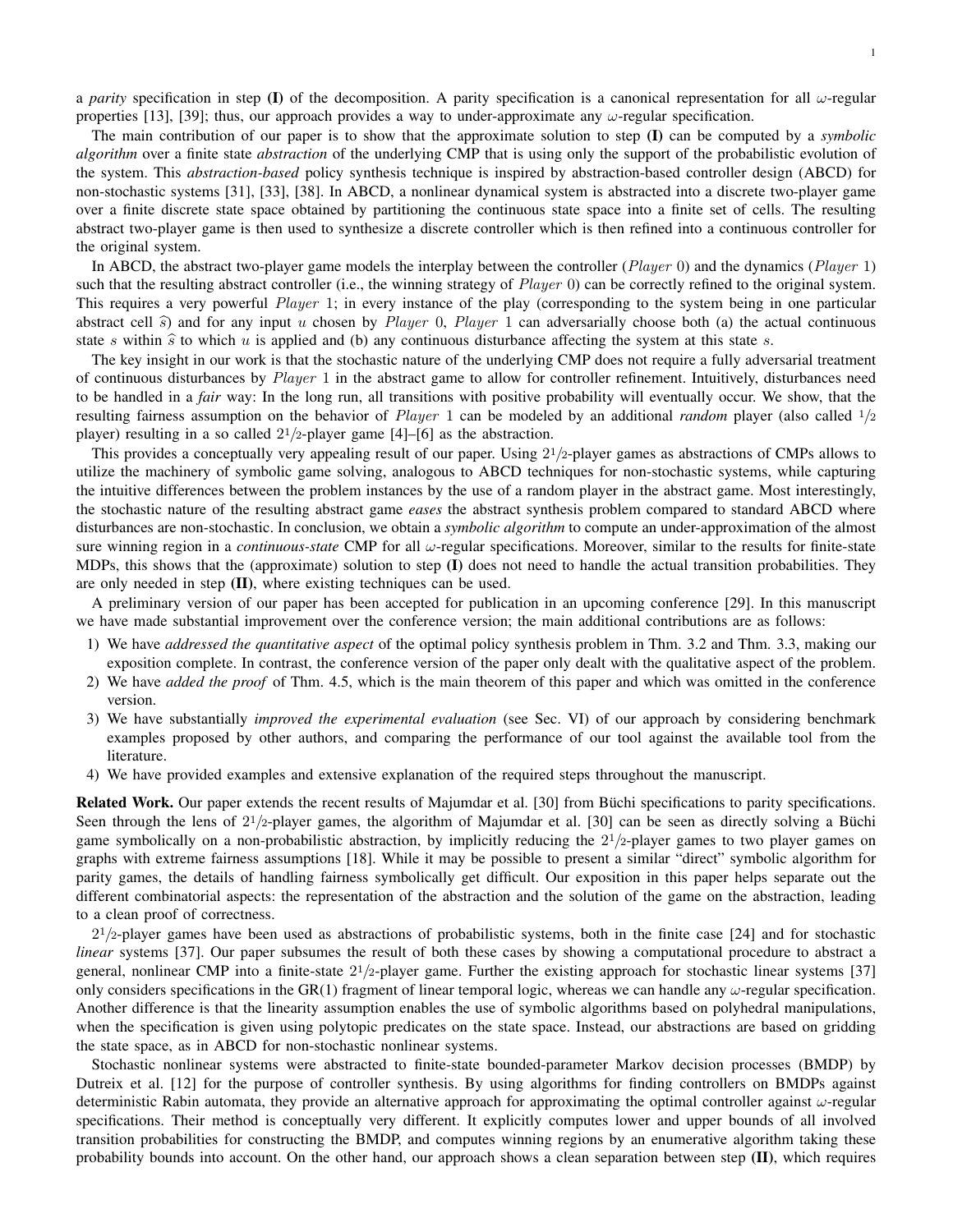a *parity* specification in step **(I)** of the decomposition. A parity specification is a canonical representation for all $\omega$-regular properties [13], [39]; thus, our approach provides a way to under-approximate any $\omega$-regular specification.

The main contribution of our paper is to show that the approximate solution to step **(I)** can be computed by a *symbolic algorithm* over a finite state *abstraction* of the underlying CMP that is using only the support of the probabilistic evolution of the system. This *abstraction-based* policy synthesis technique is inspired by abstraction-based controller design (ABCD) for non-stochastic systems [31], [33], [38]. In ABCD, a nonlinear dynamical system is abstracted into a discrete two-player game over a finite discrete state space obtained by partitioning the continuous state space into a finite set of cells. The resulting abstract two-player game is then used to synthesize a discrete controller which is then refined into a continuous controller for the original system.

In ABCD, the abstract two-player game models the interplay between the controller (*Player* 0) and the dynamics (*Player* 1) such that the resulting abstract controller (i.e., the winning strategy of *Player* 0) can be correctly refined to the original system. This requires a very powerful *Player* 1; in every instance of the play (corresponding to the system being in one particular abstract cell $\widehat{s}$) and for any input $u$ chosen by *Player* 0, *Player* 1 can adversarially choose both (a) the actual continuous state $s$ within $\widehat{s}$ to which $u$ is applied and (b) any continuous disturbance affecting the system at this state $s$.

The key insight in our work is that the stochastic nature of the underlying CMP does not require a fully adversarial treatment of continuous disturbances by *Player* 1 in the abstract game to allow for controller refinement. Intuitively, disturbances need to be handled in a *fair* way: In the long run, all transitions with positive probability will eventually occur. We show, that the resulting fairness assumption on the behavior of *Player* 1 can be modeled by an additional *random* player (also called $1/2$ player) resulting in a so called $2^1/_2$-player game [4]–[6] as the abstraction.

This provides a conceptually very appealing result of our paper. Using $2^1/_2$-player games as abstractions of CMPs allows to utilize the machinery of symbolic game solving, analogous to ABCD techniques for non-stochastic systems, while capturing the intuitive differences between the problem instances by the use of a random player in the abstract game. Most interestingly, the stochastic nature of the resulting abstract game *eases* the abstract synthesis problem compared to standard ABCD where disturbances are non-stochastic. In conclusion, we obtain a *symbolic algorithm* to compute an under-approximation of the almost sure winning region in a *continuous-state* CMP for all $\omega$-regular specifications. Moreover, similar to the results for finite-state MDPs, this shows that the (approximate) solution to step **(I)** does not need to handle the actual transition probabilities. They are only needed in step **(II)**, where existing techniques can be used.

A preliminary version of our paper has been accepted for publication in an upcoming conference [29]. In this manuscript we have made substantial improvement over the conference version; the main additional contributions are as follows:

1) We have *addressed the quantitative aspect* of the optimal policy synthesis problem in Thm. 3.2 and Thm. 3.3, making our exposition complete. In contrast, the conference version of the paper only dealt with the qualitative aspect of the problem.
2) We have *added the proof* of Thm. 4.5, which is the main theorem of this paper and which was omitted in the conference version.
3) We have substantially *improved the experimental evaluation* (see Sec. VI) of our approach by considering benchmark examples proposed by other authors, and comparing the performance of our tool against the available tool from the literature.
4) We have provided examples and extensive explanation of the required steps throughout the manuscript.

**Related Work.** Our paper extends the recent results of Majumdar et al. [30] from Büchi specifications to parity specifications. Seen through the lens of $2^1/_2$-player games, the algorithm of Majumdar et al. [30] can be seen as directly solving a Büchi game symbolically on a non-probabilistic abstraction, by implicitly reducing the $2^1/_2$-player games to two player games on graphs with extreme fairness assumptions [18]. While it may be possible to present a similar "direct" symbolic algorithm for parity games, the details of handling fairness symbolically get difficult. Our exposition in this paper helps separate out the different combinatorial aspects: the representation of the abstraction and the solution of the game on the abstraction, leading to a clean proof of correctness.

$2^1/_2$-player games have been used as abstractions of probabilistic systems, both in the finite case [24] and for stochastic *linear* systems [37]. Our paper subsumes the result of both these cases by showing a computational procedure to abstract a general, nonlinear CMP into a finite-state $2^1/_2$-player game. Further the existing approach for stochastic linear systems [37] only considers specifications in the GR(1) fragment of linear temporal logic, whereas we can handle any $\omega$-regular specification. Another difference is that the linearity assumption enables the use of symbolic algorithms based on polyhedral manipulations, when the specification is given using polytopic predicates on the state space. Instead, our abstractions are based on gridding the state space, as in ABCD for non-stochastic nonlinear systems.

Stochastic nonlinear systems were abstracted to finite-state bounded-parameter Markov decision processes (BMDP) by Dutreix et al. [12] for the purpose of controller synthesis. By using algorithms for finding controllers on BMDPs against deterministic Rabin automata, they provide an alternative approach for approximating the optimal controller against $\omega$-regular specifications. Their method is conceptually very different. It explicitly computes lower and upper bounds of all involved transition probabilities for constructing the BMDP, and computes winning regions by an enumerative algorithm taking these probability bounds into account. On the other hand, our approach shows a clean separation between step **(II)**, which requires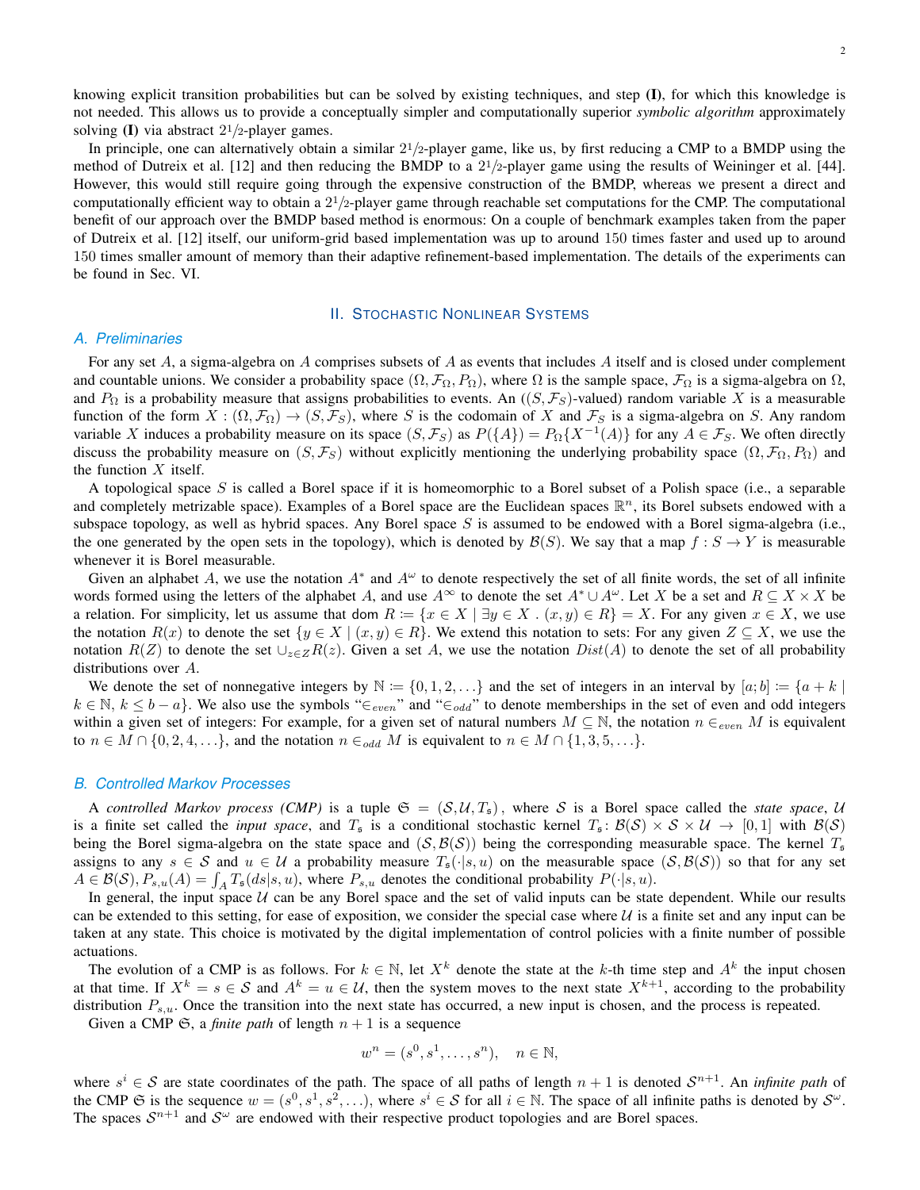knowing explicit transition probabilities but can be solved by existing techniques, and step **(I)**, for which this knowledge is not needed. This allows us to provide a conceptually simpler and computationally superior *symbolic algorithm* approximately solving **(I)** via abstract $2^1\!/\!_2$-player games.

In principle, one can alternatively obtain a similar $2^1\!/\!_2$-player game, like us, by first reducing a CMP to a BMDP using the method of Dutreix et al. [12] and then reducing the BMDP to a $2^1\!/\!_2$-player game using the results of Weininger et al. [44]. However, this would still require going through the expensive construction of the BMDP, whereas we present a direct and computationally efficient way to obtain a $2^1\!/\!_2$-player game through reachable set computations for the CMP. The computational benefit of our approach over the BMDP based method is enormous: On a couple of benchmark examples taken from the paper of Dutreix et al. [12] itself, our uniform-grid based implementation was up to around 150 times faster and used up to around 150 times smaller amount of memory than their adaptive refinement-based implementation. The details of the experiments can be found in Sec. VI.

## II. Stochastic Nonlinear Systems

### A. Preliminaries

For any set $A$, a sigma-algebra on $A$ comprises subsets of $A$ as events that includes $A$ itself and is closed under complement and countable unions. We consider a probability space $(\Omega, \mathcal{F}_\Omega, P_\Omega)$, where $\Omega$ is the sample space, $\mathcal{F}_\Omega$ is a sigma-algebra on $\Omega$, and $P_\Omega$ is a probability measure that assigns probabilities to events. An ($(S, \mathcal{F}_S)$-valued) random variable $X$ is a measurable function of the form $X : (\Omega, \mathcal{F}_\Omega) \to (S, \mathcal{F}_S)$, where $S$ is the codomain of $X$ and $\mathcal{F}_S$ is a sigma-algebra on $S$. Any random variable $X$ induces a probability measure on its space $(S, \mathcal{F}_S)$ as $P(\{A\}) = P_\Omega\{X^{-1}(A)\}$ for any $A \in \mathcal{F}_S$. We often directly discuss the probability measure on $(S, \mathcal{F}_S)$ without explicitly mentioning the underlying probability space $(\Omega, \mathcal{F}_\Omega, P_\Omega)$ and the function $X$ itself.

A topological space $S$ is called a Borel space if it is homeomorphic to a Borel subset of a Polish space (i.e., a separable and completely metrizable space). Examples of a Borel space are the Euclidean spaces $\mathbb{R}^n$, its Borel subsets endowed with a subspace topology, as well as hybrid spaces. Any Borel space $S$ is assumed to be endowed with a Borel sigma-algebra (i.e., the one generated by the open sets in the topology), which is denoted by $\mathcal{B}(S)$. We say that a map $f : S \to Y$ is measurable whenever it is Borel measurable.

Given an alphabet $A$, we use the notation $A^*$ and $A^\omega$ to denote respectively the set of all finite words, the set of all infinite words formed using the letters of the alphabet $A$, and use $A^\infty$ to denote the set $A^* \cup A^\omega$. Let $X$ be a set and $R \subseteq X \times X$ be a relation. For simplicity, let us assume that $\mathsf{dom}\ R := \{x \in X \mid \exists y \in X\ .\ (x, y) \in R\} = X$. For any given $x \in X$, we use the notation $R(x)$ to denote the set $\{y \in X \mid (x, y) \in R\}$. We extend this notation to sets: For any given $Z \subseteq X$, we use the notation $R(Z)$ to denote the set $\cup_{z \in Z} R(z)$. Given a set $A$, we use the notation $Dist(A)$ to denote the set of all probability distributions over $A$.

We denote the set of nonnegative integers by $\mathbb{N} := \{0, 1, 2, \ldots\}$ and the set of integers in an interval by $[a; b] := \{a + k \mid k \in \mathbb{N},\ k \le b - a\}$. We also use the symbols "$\in_{even}$" and "$\in_{odd}$" to denote memberships in the set of even and odd integers within a given set of integers: For example, for a given set of natural numbers $M \subseteq \mathbb{N}$, the notation $n \in_{even} M$ is equivalent to $n \in M \cap \{0, 2, 4, \ldots\}$, and the notation $n \in_{odd} M$ is equivalent to $n \in M \cap \{1, 3, 5, \ldots\}$.

### B. Controlled Markov Processes

A *controlled Markov process (CMP)* is a tuple $\mathfrak{S} = (\mathcal{S}, \mathcal{U}, T_\mathfrak{s})$, where $\mathcal{S}$ is a Borel space called the *state space*, $\mathcal{U}$ is a finite set called the *input space*, and $T_\mathfrak{s}$ is a conditional stochastic kernel $T_\mathfrak{s} \colon \mathcal{B}(\mathcal{S}) \times \mathcal{S} \times \mathcal{U} \to [0, 1]$ with $\mathcal{B}(\mathcal{S})$ being the Borel sigma-algebra on the state space and $(\mathcal{S}, \mathcal{B}(\mathcal{S}))$ being the corresponding measurable space. The kernel $T_\mathfrak{s}$ assigns to any $s \in \mathcal{S}$ and $u \in \mathcal{U}$ a probability measure $T_\mathfrak{s}(\cdot|s, u)$ on the measurable space $(\mathcal{S}, \mathcal{B}(\mathcal{S}))$ so that for any set $A \in \mathcal{B}(\mathcal{S})$, $P_{s,u}(A) = \int_A T_\mathfrak{s}(ds|s, u)$, where $P_{s,u}$ denotes the conditional probability $P(\cdot|s, u)$.

In general, the input space $\mathcal{U}$ can be any Borel space and the set of valid inputs can be state dependent. While our results can be extended to this setting, for ease of exposition, we consider the special case where $\mathcal{U}$ is a finite set and any input can be taken at any state. This choice is motivated by the digital implementation of control policies with a finite number of possible actuations.

The evolution of a CMP is as follows. For $k \in \mathbb{N}$, let $X^k$ denote the state at the $k$-th time step and $A^k$ the input chosen at that time. If $X^k = s \in \mathcal{S}$ and $A^k = u \in \mathcal{U}$, then the system moves to the next state $X^{k+1}$, according to the probability distribution $P_{s,u}$. Once the transition into the next state has occurred, a new input is chosen, and the process is repeated.

Given a CMP $\mathfrak{S}$, a *finite path* of length $n + 1$ is a sequence

$$w^n = (s^0, s^1, \ldots, s^n), \quad n \in \mathbb{N},$$

where $s^i \in \mathcal{S}$ are state coordinates of the path. The space of all paths of length $n + 1$ is denoted $\mathcal{S}^{n+1}$. An *infinite path* of the CMP $\mathfrak{S}$ is the sequence $w = (s^0, s^1, s^2, \ldots)$, where $s^i \in \mathcal{S}$ for all $i \in \mathbb{N}$. The space of all infinite paths is denoted by $\mathcal{S}^\omega$. The spaces $\mathcal{S}^{n+1}$ and $\mathcal{S}^\omega$ are endowed with their respective product topologies and are Borel spaces.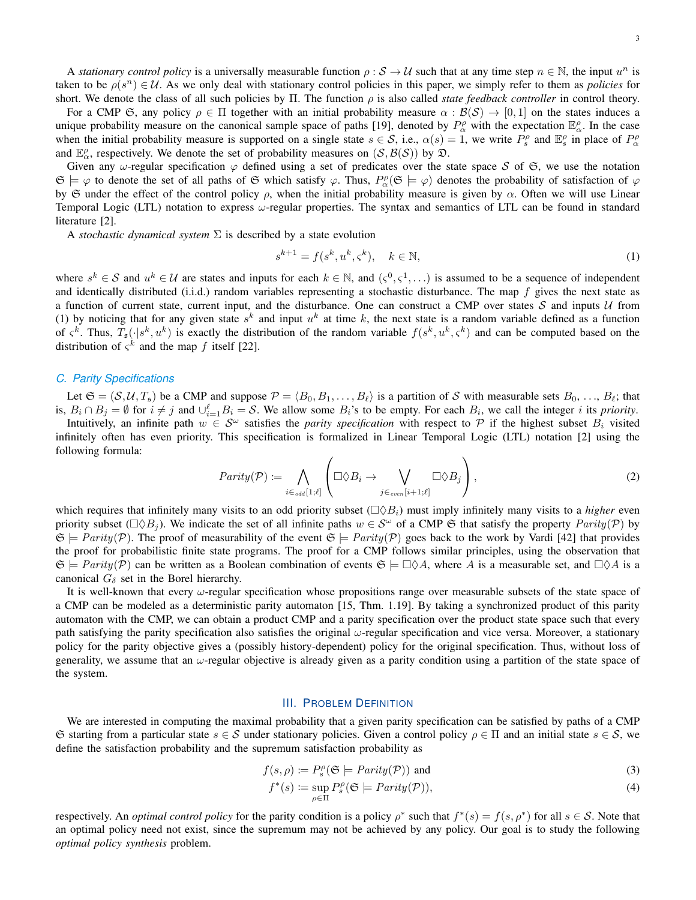A *stationary control policy* is a universally measurable function $\rho : \mathcal{S} \to \mathcal{U}$ such that at any time step $n \in \mathbb{N}$, the input $u^n$ is taken to be $\rho(s^n) \in \mathcal{U}$. As we only deal with stationary control policies in this paper, we simply refer to them as *policies* for short. We denote the class of all such policies by $\Pi$. The function $\rho$ is also called *state feedback controller* in control theory.

For a CMP $\mathfrak{S}$, any policy $\rho \in \Pi$ together with an initial probability measure $\alpha : \mathcal{B}(\mathcal{S}) \to [0, 1]$ on the states induces a unique probability measure on the canonical sample space of paths [19], denoted by $P^{\rho}_{\alpha}$ with the expectation $\mathbb{E}^{\rho}_{\alpha}$. In the case when the initial probability measure is supported on a single state $s \in \mathcal{S}$, i.e., $\alpha(s) = 1$, we write $P^{\rho}_{s}$ and $\mathbb{E}^{\rho}_{s}$ in place of $P^{\rho}_{\alpha}$ and $\mathbb{E}^{\rho}_{\alpha}$, respectively. We denote the set of probability measures on $(\mathcal{S}, \mathcal{B}(\mathcal{S}))$ by $\mathfrak{D}$.

Given any $\omega$-regular specification $\varphi$ defined using a set of predicates over the state space $\mathcal{S}$ of $\mathfrak{S}$, we use the notation $\mathfrak{S} \models \varphi$ to denote the set of all paths of $\mathfrak{S}$ which satisfy $\varphi$. Thus, $P^{\rho}_{\alpha}(\mathfrak{S} \models \varphi)$ denotes the probability of satisfaction of $\varphi$ by $\mathfrak{S}$ under the effect of the control policy $\rho$, when the initial probability measure is given by $\alpha$. Often we will use Linear Temporal Logic (LTL) notation to express $\omega$-regular properties. The syntax and semantics of LTL can be found in standard literature [2].

A *stochastic dynamical system* $\Sigma$ is described by a state evolution

$$s^{k+1} = f(s^k, u^k, \varsigma^k), \quad k \in \mathbb{N}, \tag{1}$$

where $s^k \in \mathcal{S}$ and $u^k \in \mathcal{U}$ are states and inputs for each $k \in \mathbb{N}$, and $(\varsigma^0, \varsigma^1, \ldots)$ is assumed to be a sequence of independent and identically distributed (i.i.d.) random variables representing a stochastic disturbance. The map $f$ gives the next state as a function of current state, current input, and the disturbance. One can construct a CMP over states $\mathcal{S}$ and inputs $\mathcal{U}$ from (1) by noticing that for any given state $s^k$ and input $u^k$ at time $k$, the next state is a random variable defined as a function of $\varsigma^k$. Thus, $T_{\mathfrak{s}}(\cdot|s^k, u^k)$ is exactly the distribution of the random variable $f(s^k, u^k, \varsigma^k)$ and can be computed based on the distribution of $\varsigma^k$ and the map $f$ itself [22].

### C. Parity Specifications

Let $\mathfrak{S} = (\mathcal{S}, \mathcal{U}, T_{\mathfrak{s}})$ be a CMP and suppose $\mathcal{P} = \langle B_0, B_1, \ldots, B_\ell \rangle$ is a partition of $\mathcal{S}$ with measurable sets $B_0, \ldots, B_\ell$; that is, $B_i \cap B_j = \emptyset$ for $i \neq j$ and $\cup_{i=1}^{\ell} B_i = \mathcal{S}$. We allow some $B_i$'s to be empty. For each $B_i$, we call the integer $i$ its *priority*.

Intuitively, an infinite path $w \in \mathcal{S}^\omega$ satisfies the *parity specification* with respect to $\mathcal{P}$ if the highest subset $B_i$ visited infinitely often has even priority. This specification is formalized in Linear Temporal Logic (LTL) notation [2] using the following formula:

$$Parity(\mathcal{P}) := \bigwedge_{i \in_{odd}[1;\ell]} \left( \Box\Diamond B_i \to \bigvee_{j \in_{even}[i+1;\ell]} \Box\Diamond B_j \right), \tag{2}$$

which requires that infinitely many visits to an odd priority subset ($\Box\Diamond B_i$) must imply infinitely many visits to a *higher* even priority subset ($\Box\Diamond B_j$). We indicate the set of all infinite paths $w \in \mathcal{S}^\omega$ of a CMP $\mathfrak{S}$ that satisfy the property $Parity(\mathcal{P})$ by $\mathfrak{S} \models Parity(\mathcal{P})$. The proof of measurability of the event $\mathfrak{S} \models Parity(\mathcal{P})$ goes back to the work by Vardi [42] that provides the proof for probabilistic finite state programs. The proof for a CMP follows similar principles, using the observation that $\mathfrak{S} \models Parity(\mathcal{P})$ can be written as a Boolean combination of events $\mathfrak{S} \models \Box\Diamond A$, where $A$ is a measurable set, and $\Box\Diamond A$ is a canonical $G_\delta$ set in the Borel hierarchy.

It is well-known that every $\omega$-regular specification whose propositions range over measurable subsets of the state space of a CMP can be modeled as a deterministic parity automaton [15, Thm. 1.19]. By taking a synchronized product of this parity automaton with the CMP, we can obtain a product CMP and a parity specification over the product state space such that every path satisfying the parity specification also satisfies the original $\omega$-regular specification and vice versa. Moreover, a stationary policy for the parity objective gives a (possibly history-dependent) policy for the original specification. Thus, without loss of generality, we assume that an $\omega$-regular objective is already given as a parity condition using a partition of the state space of the system.

## III. Problem Definition

We are interested in computing the maximal probability that a given parity specification can be satisfied by paths of a CMP $\mathfrak{S}$ starting from a particular state $s \in \mathcal{S}$ under stationary policies. Given a control policy $\rho \in \Pi$ and an initial state $s \in \mathcal{S}$, we define the satisfaction probability and the supremum satisfaction probability as

$$f(s, \rho) := P^{\rho}_{s}(\mathfrak{S} \models Parity(\mathcal{P})) \text{ and} \tag{3}$$

$$f^*(s) := \sup_{\rho \in \Pi} P^{\rho}_{s}(\mathfrak{S} \models Parity(\mathcal{P})), \tag{4}$$

respectively. An *optimal control policy* for the parity condition is a policy $\rho^*$ such that $f^*(s) = f(s, \rho^*)$ for all $s \in \mathcal{S}$. Note that an optimal policy need not exist, since the supremum may not be achieved by any policy. Our goal is to study the following *optimal policy synthesis* problem.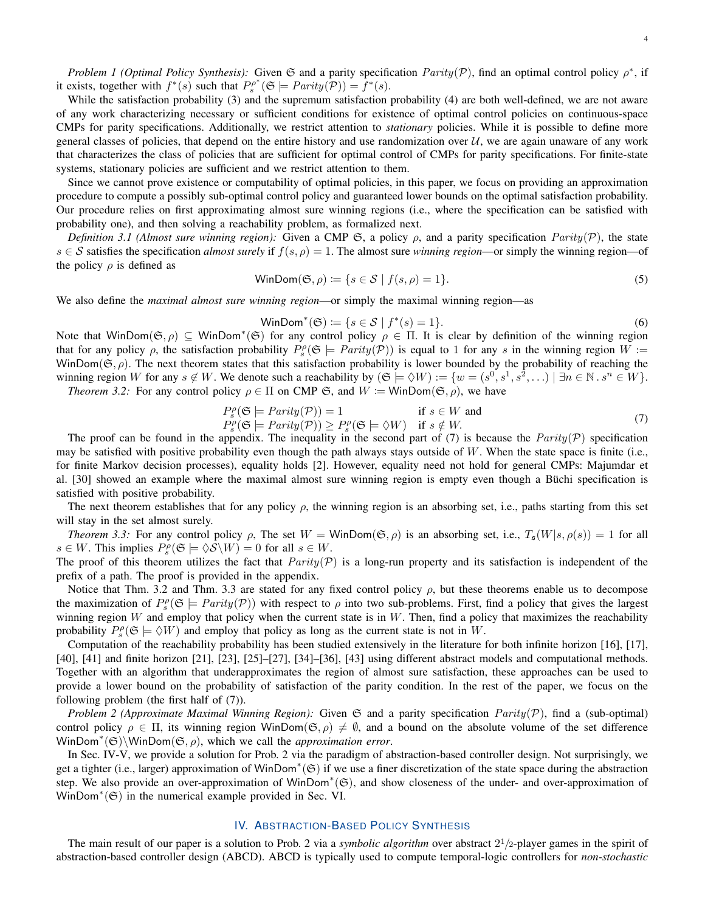*Problem 1 (Optimal Policy Synthesis):* Given $\mathfrak{S}$ and a parity specification $Parity(\mathcal{P})$, find an optimal control policy $\rho^*$, if it exists, together with $f^*(s)$ such that $P_s^{\rho^*}(\mathfrak{S} \models Parity(\mathcal{P})) = f^*(s)$.

While the satisfaction probability (3) and the supremum satisfaction probability (4) are both well-defined, we are not aware of any work characterizing necessary or sufficient conditions for existence of optimal control policies on continuous-space CMPs for parity specifications. Additionally, we restrict attention to *stationary* policies. While it is possible to define more general classes of policies, that depend on the entire history and use randomization over $\mathcal{U}$, we are again unaware of any work that characterizes the class of policies that are sufficient for optimal control of CMPs for parity specifications. For finite-state systems, stationary policies are sufficient and we restrict attention to them.

Since we cannot prove existence or computability of optimal policies, in this paper, we focus on providing an approximation procedure to compute a possibly sub-optimal control policy and guaranteed lower bounds on the optimal satisfaction probability. Our procedure relies on first approximating almost sure winning regions (i.e., where the specification can be satisfied with probability one), and then solving a reachability problem, as formalized next.

*Definition 3.1 (Almost sure winning region):* Given a CMP $\mathfrak{S}$, a policy $\rho$, and a parity specification $Parity(\mathcal{P})$, the state $s \in \mathcal{S}$ satisfies the specification *almost surely* if $f(s,\rho) = 1$. The almost sure *winning region*—or simply the winning region—of the policy $\rho$ is defined as

$$\mathsf{WinDom}(\mathfrak{S}, \rho) \coloneqq \{s \in \mathcal{S} \mid f(s,\rho) = 1\}. \tag{5}$$

We also define the *maximal almost sure winning region*—or simply the maximal winning region—as

$$\mathsf{WinDom}^*(\mathfrak{S}) \coloneqq \{s \in \mathcal{S} \mid f^*(s) = 1\}. \tag{6}$$

Note that $\mathsf{WinDom}(\mathfrak{S}, \rho) \subseteq \mathsf{WinDom}^*(\mathfrak{S})$ for any control policy $\rho \in \Pi$. It is clear by definition of the winning region that for any policy $\rho$, the satisfaction probability $P_s^{\rho}(\mathfrak{S} \models Parity(\mathcal{P}))$ is equal to 1 for any $s$ in the winning region $W := \mathsf{WinDom}(\mathfrak{S}, \rho)$. The next theorem states that this satisfaction probability is lower bounded by the probability of reaching the winning region $W$ for any $s \notin W$. We denote such a reachability by $(\mathfrak{S} \models \lozenge W) := \{w = (s^0, s^1, s^2, \ldots) \mid \exists n \in \mathbb{N} \,.\, s^n \in W\}$.

*Theorem 3.2:* For any control policy $\rho \in \Pi$ on CMP $\mathfrak{S}$, and $W := \mathsf{WinDom}(\mathfrak{S}, \rho)$, we have

$$\begin{aligned} &P_s^{\rho}(\mathfrak{S} \models Parity(\mathcal{P})) = 1 && \text{if } s \in W \text{ and} \\ &P_s^{\rho}(\mathfrak{S} \models Parity(\mathcal{P})) \geq P_s^{\rho}(\mathfrak{S} \models \lozenge W) && \text{if } s \notin W. \end{aligned} \tag{7}$$

The proof can be found in the appendix. The inequality in the second part of (7) is because the $Parity(\mathcal{P})$ specification may be satisfied with positive probability even though the path always stays outside of $W$. When the state space is finite (i.e., for finite Markov decision processes), equality holds [2]. However, equality need not hold for general CMPs: Majumdar et al. [30] showed an example where the maximal almost sure winning region is empty even though a Büchi specification is satisfied with positive probability.

The next theorem establishes that for any policy $\rho$, the winning region is an absorbing set, i.e., paths starting from this set will stay in the set almost surely.

*Theorem 3.3:* For any control policy $\rho$, The set $W = \mathsf{WinDom}(\mathfrak{S}, \rho)$ is an absorbing set, i.e., $T_{\mathfrak{s}}(W|s, \rho(s)) = 1$ for all $s \in W$. This implies $P_s^{\rho}(\mathfrak{S} \models \lozenge \mathcal{S} \backslash W) = 0$ for all $s \in W$.

The proof of this theorem utilizes the fact that $Parity(\mathcal{P})$ is a long-run property and its satisfaction is independent of the prefix of a path. The proof is provided in the appendix.

Notice that Thm. 3.2 and Thm. 3.3 are stated for any fixed control policy $\rho$, but these theorems enable us to decompose the maximization of $P_s^{\rho}(\mathfrak{S} \models Parity(\mathcal{P}))$ with respect to $\rho$ into two sub-problems. First, find a policy that gives the largest winning region $W$ and employ that policy when the current state is in $W$. Then, find a policy that maximizes the reachability probability $P_s^{\rho}(\mathfrak{S} \models \lozenge W)$ and employ that policy as long as the current state is not in $W$.

Computation of the reachability probability has been studied extensively in the literature for both infinite horizon [16], [17], [40], [41] and finite horizon [21], [23], [25]–[27], [34]–[36], [43] using different abstract models and computational methods. Together with an algorithm that underapproximates the region of almost sure satisfaction, these approaches can be used to provide a lower bound on the probability of satisfaction of the parity condition. In the rest of the paper, we focus on the following problem (the first half of (7)).

*Problem 2 (Approximate Maximal Winning Region):* Given $\mathfrak{S}$ and a parity specification $Parity(\mathcal{P})$, find a (sub-optimal) control policy $\rho \in \Pi$, its winning region $\mathsf{WinDom}(\mathfrak{S}, \rho) \neq \emptyset$, and a bound on the absolute volume of the set difference $\mathsf{WinDom}^*(\mathfrak{S}) \backslash \mathsf{WinDom}(\mathfrak{S}, \rho)$, which we call the *approximation error*.

In Sec. IV-V, we provide a solution for Prob. 2 via the paradigm of abstraction-based controller design. Not surprisingly, we get a tighter (i.e., larger) approximation of $\mathsf{WinDom}^*(\mathfrak{S})$ if we use a finer discretization of the state space during the abstraction step. We also provide an over-approximation of $\mathsf{WinDom}^*(\mathfrak{S})$, and show closeness of the under- and over-approximation of $\mathsf{WinDom}^*(\mathfrak{S})$ in the numerical example provided in Sec. VI.

## IV. Abstraction-Based Policy Synthesis

The main result of our paper is a solution to Prob. 2 via a *symbolic algorithm* over abstract $2^1/_2$-player games in the spirit of abstraction-based controller design (ABCD). ABCD is typically used to compute temporal-logic controllers for *non-stochastic*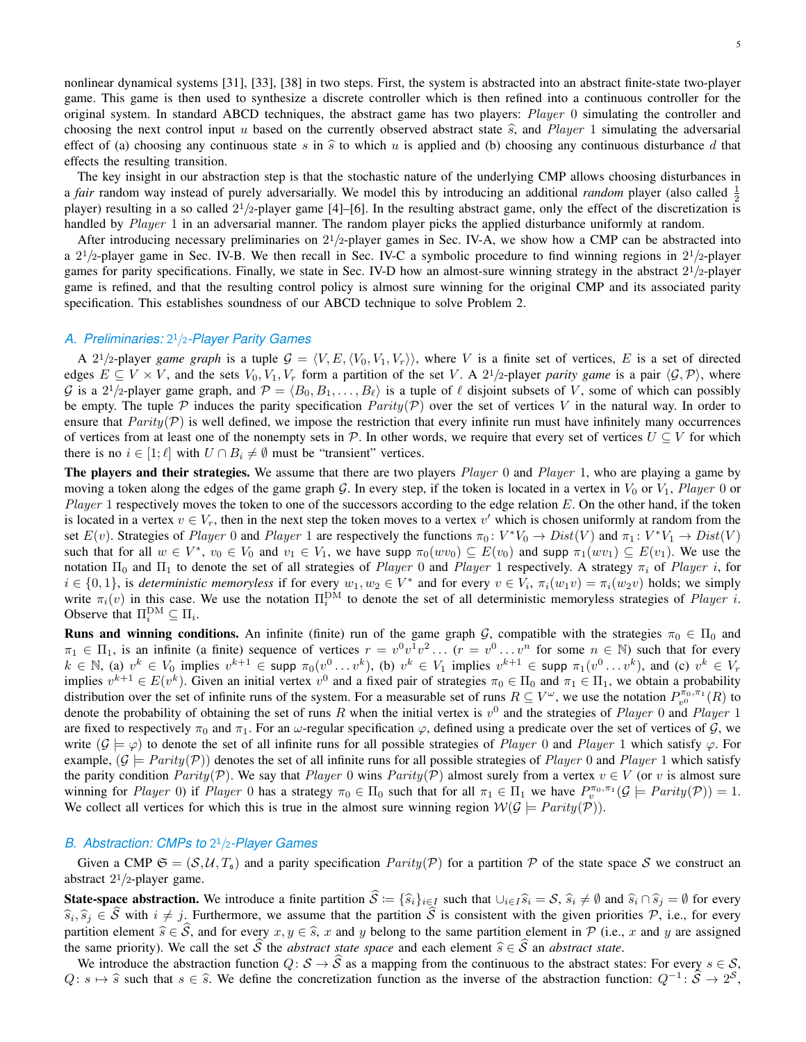nonlinear dynamical systems [31], [33], [38] in two steps. First, the system is abstracted into an abstract finite-state two-player game. This game is then used to synthesize a discrete controller which is then refined into a continuous controller for the original system. In standard ABCD techniques, the abstract game has two players: *Player* 0 simulating the controller and choosing the next control input $u$ based on the currently observed abstract state $\widehat{s}$, and *Player* 1 simulating the adversarial effect of (a) choosing any continuous state $s$ in $\widehat{s}$ to which $u$ is applied and (b) choosing any continuous disturbance $d$ that effects the resulting transition.

The key insight in our abstraction step is that the stochastic nature of the underlying CMP allows choosing disturbances in a *fair* random way instead of purely adversarially. We model this by introducing an additional *random* player (also called $\frac{1}{2}$ player) resulting in a so called $2^1/_2$-player game [4]–[6]. In the resulting abstract game, only the effect of the discretization is handled by *Player* 1 in an adversarial manner. The random player picks the applied disturbance uniformly at random.

After introducing necessary preliminaries on $2^1/_2$-player games in Sec. IV-A, we show how a CMP can be abstracted into a $2^1/_2$-player game in Sec. IV-B. We then recall in Sec. IV-C a symbolic procedure to find winning regions in $2^1/_2$-player games for parity specifications. Finally, we state in Sec. IV-D how an almost-sure winning strategy in the abstract $2^1/_2$-player game is refined, and that the resulting control policy is almost sure winning for the original CMP and its associated parity specification. This establishes soundness of our ABCD technique to solve Problem 2.

### A. Preliminaries: $2^1/_2$-Player Parity Games

A $2^1/_2$-player *game graph* is a tuple $\mathcal{G} = \langle V, E, \langle V_0, V_1, V_r\rangle\rangle$, where $V$ is a finite set of vertices, $E$ is a set of directed edges $E \subseteq V \times V$, and the sets $V_0, V_1, V_r$ form a partition of the set $V$. A $2^1/_2$-player *parity game* is a pair $\langle \mathcal{G}, \mathcal{P}\rangle$, where $\mathcal{G}$ is a $2^1/_2$-player game graph, and $\mathcal{P} = \langle B_0, B_1, \ldots, B_\ell\rangle$ is a tuple of $\ell$ disjoint subsets of $V$, some of which can possibly be empty. The tuple $\mathcal{P}$ induces the parity specification $Parity(\mathcal{P})$ over the set of vertices $V$ in the natural way. In order to ensure that $Parity(\mathcal{P})$ is well defined, we impose the restriction that every infinite run must have infinitely many occurrences of vertices from at least one of the nonempty sets in $\mathcal{P}$. In other words, we require that every set of vertices $U \subseteq V$ for which there is no $i \in [1;\ell]$ with $U \cap B_i \neq \emptyset$ must be "transient" vertices.

**The players and their strategies.** We assume that there are two players *Player* 0 and *Player* 1, who are playing a game by moving a token along the edges of the game graph $\mathcal{G}$. In every step, if the token is located in a vertex in $V_0$ or $V_1$, *Player* 0 or *Player* 1 respectively moves the token to one of the successors according to the edge relation $E$. On the other hand, if the token is located in a vertex $v \in V_r$, then in the next step the token moves to a vertex $v'$ which is chosen uniformly at random from the set $E(v)$. Strategies of *Player* 0 and *Player* 1 are respectively the functions $\pi_0 \colon V^*V_0 \to Dist(V)$ and $\pi_1 \colon V^*V_1 \to Dist(V)$ such that for all $w \in V^*$, $v_0 \in V_0$ and $v_1 \in V_1$, we have $\mathsf{supp}\ \pi_0(wv_0) \subseteq E(v_0)$ and $\mathsf{supp}\ \pi_1(wv_1) \subseteq E(v_1)$. We use the notation $\Pi_0$ and $\Pi_1$ to denote the set of all strategies of *Player* 0 and *Player* 1 respectively. A strategy $\pi_i$ of *Player* $i$, for $i \in \{0,1\}$, is *deterministic memoryless* if for every $w_1, w_2 \in V^*$ and for every $v \in V_i$, $\pi_i(w_1 v) = \pi_i(w_2 v)$ holds; we simply write $\pi_i(v)$ in this case. We use the notation $\Pi_i^{\mathrm{DM}}$ to denote the set of all deterministic memoryless strategies of *Player* $i$. Observe that $\Pi_i^{\mathrm{DM}} \subseteq \Pi_i$.

**Runs and winning conditions.** An infinite (finite) run of the game graph $\mathcal{G}$, compatible with the strategies $\pi_0 \in \Pi_0$ and $\pi_1 \in \Pi_1$, is an infinite (a finite) sequence of vertices $r = v^0v^1v^2\ldots$ ($r = v^0 \ldots v^n$ for some $n \in \mathbb{N}$) such that for every $k \in \mathbb{N}$, (a) $v^k \in V_0$ implies $v^{k+1} \in \mathsf{supp}\ \pi_0(v^0 \ldots v^k)$, (b) $v^k \in V_1$ implies $v^{k+1} \in \mathsf{supp}\ \pi_1(v^0 \ldots v^k)$, and (c) $v^k \in V_r$ implies $v^{k+1} \in E(v^k)$. Given an initial vertex $v^0$ and a fixed pair of strategies $\pi_0 \in \Pi_0$ and $\pi_1 \in \Pi_1$, we obtain a probability distribution over the set of infinite runs of the system. For a measurable set of runs $R \subseteq V^\omega$, we use the notation $P_{v^0}^{\pi_0,\pi_1}(R)$ to denote the probability of obtaining the set of runs $R$ when the initial vertex is $v^0$ and the strategies of *Player* 0 and *Player* 1 are fixed to respectively $\pi_0$ and $\pi_1$. For an $\omega$-regular specification $\varphi$, defined using a predicate over the set of vertices of $\mathcal{G}$, we write $(\mathcal{G} \models \varphi)$ to denote the set of all infinite runs for all possible strategies of *Player* 0 and *Player* 1 which satisfy $\varphi$. For example, $(\mathcal{G} \models Parity(\mathcal{P}))$ denotes the set of all infinite runs for all possible strategies of *Player* 0 and *Player* 1 which satisfy the parity condition $Parity(\mathcal{P})$. We say that *Player* 0 wins $Parity(\mathcal{P})$ almost surely from a vertex $v \in V$ (or $v$ is almost sure winning for *Player* 0) if *Player* 0 has a strategy $\pi_0 \in \Pi_0$ such that for all $\pi_1 \in \Pi_1$ we have $P_v^{\pi_0,\pi_1}(\mathcal{G} \models Parity(\mathcal{P})) = 1$. We collect all vertices for which this is true in the almost sure winning region $\mathcal{W}(\mathcal{G} \models Parity(\mathcal{P}))$.

### B. Abstraction: CMPs to $2^1/_2$-Player Games

Given a CMP $\mathfrak{S} = (\mathcal{S}, \mathcal{U}, T_{\mathfrak{s}})$ and a parity specification $Parity(\mathcal{P})$ for a partition $\mathcal{P}$ of the state space $\mathcal{S}$ we construct an abstract $2^1/_2$-player game.

**State-space abstraction.** We introduce a finite partition $\widehat{\mathcal{S}} := \{\widehat{s}_i\}_{i \in I}$ such that $\cup_{i \in I} \widehat{s}_i = \mathcal{S}$, $\widehat{s}_i \neq \emptyset$ and $\widehat{s}_i \cap \widehat{s}_j = \emptyset$ for every $\widehat{s}_i, \widehat{s}_j \in \widehat{\mathcal{S}}$ with $i \neq j$. Furthermore, we assume that the partition $\widehat{\mathcal{S}}$ is consistent with the given priorities $\mathcal{P}$, i.e., for every partition element $\widehat{s} \in \widehat{\mathcal{S}}$, and for every $x, y \in \widehat{s}$, $x$ and $y$ belong to the same partition element in $\mathcal{P}$ (i.e., $x$ and $y$ are assigned the same priority). We call the set $\widehat{\mathcal{S}}$ the *abstract state space* and each element $\widehat{s} \in \widehat{\mathcal{S}}$ an *abstract state*.

We introduce the abstraction function $Q \colon \mathcal{S} \to \widehat{\mathcal{S}}$ as a mapping from the continuous to the abstract states: For every $s \in \mathcal{S}$, $Q \colon s \mapsto \widehat{s}$ such that $s \in \widehat{s}$. We define the concretization function as the inverse of the abstraction function: $Q^{-1} \colon \widehat{\mathcal{S}} \to 2^{\mathcal{S}}$,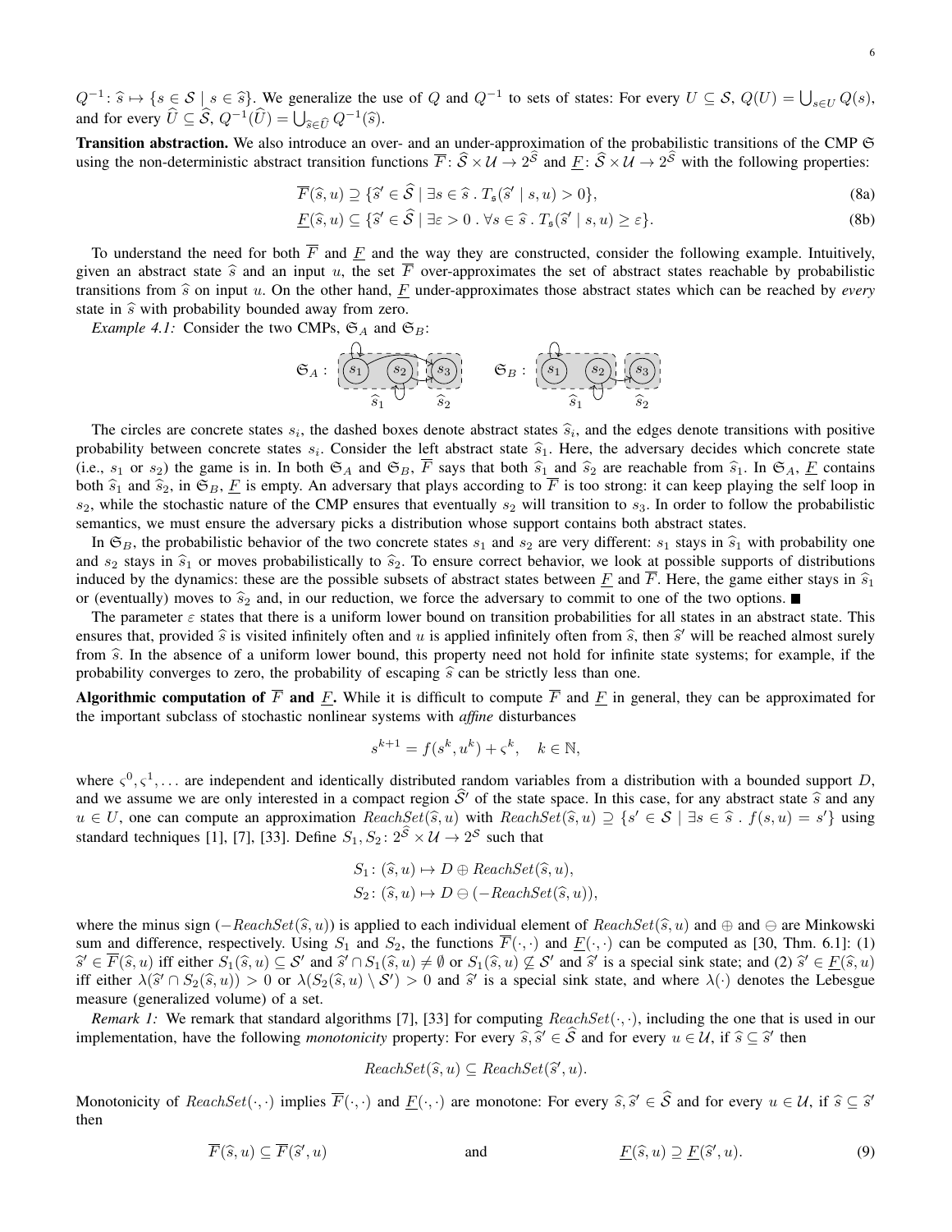$Q^{-1}\colon \widehat{s} \mapsto \{s \in \mathcal{S} \mid s \in \widehat{s}\}$. We generalize the use of $Q$ and $Q^{-1}$ to sets of states: For every $U \subseteq \mathcal{S}$, $Q(U) = \bigcup_{s\in U} Q(s)$, and for every $\widehat{U} \subseteq \widehat{\mathcal{S}}$, $Q^{-1}(\widehat{U}) = \bigcup_{\widehat{s}\in \widehat{U}} Q^{-1}(\widehat{s})$.

**Transition abstraction.** We also introduce an over- and an under-approximation of the probabilistic transitions of the CMP $\mathfrak{S}$ using the non-deterministic abstract transition functions $\overline{F}\colon \widehat{\mathcal{S}} \times \mathcal{U} \to 2^{\widehat{\mathcal{S}}}$ and $\underline{F}\colon \widehat{\mathcal{S}} \times \mathcal{U} \to 2^{\widehat{\mathcal{S}}}$ with the following properties:

$$\overline{F}(\widehat{s}, u) \supseteq \{\widehat{s}' \in \widehat{\mathcal{S}} \mid \exists s \in \widehat{s} \;.\; T_{\mathfrak{s}}(\widehat{s}' \mid s, u) > 0\}, \tag{8a}$$

$$\underline{F}(\widehat{s}, u) \subseteq \{\widehat{s}' \in \widehat{\mathcal{S}} \mid \exists \varepsilon > 0 \;.\; \forall s \in \widehat{s} \;.\; T_{\mathfrak{s}}(\widehat{s}' \mid s, u) \geq \varepsilon\}. \tag{8b}$$

To understand the need for both $\overline{F}$ and $\underline{F}$ and the way they are constructed, consider the following example. Intuitively, given an abstract state $\widehat{s}$ and an input $u$, the set $\overline{F}$ over-approximates the set of abstract states reachable by probabilistic transitions from $\widehat{s}$ on input $u$. On the other hand, $\underline{F}$ under-approximates those abstract states which can be reached by *every* state in $\widehat{s}$ with probability bounded away from zero.

*Example 4.1:* Consider the two CMPs, $\mathfrak{S}_A$ and $\mathfrak{S}_B$:

$\mathfrak{S}_A$ : $s_1$ $s_2$ $s_3$ $\widehat{s}_1$ $\widehat{s}_2$ $\mathfrak{S}_B$ : $s_1$ $s_2$ $s_3$ $\widehat{s}_1$ $\widehat{s}_2$

The circles are concrete states $s_i$, the dashed boxes denote abstract states $\widehat{s}_i$, and the edges denote transitions with positive probability between concrete states $s_i$. Consider the left abstract state $\widehat{s}_1$. Here, the adversary decides which concrete state (i.e., $s_1$ or $s_2$) the game is in. In both $\mathfrak{S}_A$ and $\mathfrak{S}_B$, $\overline{F}$ says that both $\widehat{s}_1$ and $\widehat{s}_2$ are reachable from $\widehat{s}_1$. In $\mathfrak{S}_A$, $\underline{F}$ contains both $\widehat{s}_1$ and $\widehat{s}_2$, in $\mathfrak{S}_B$, $\underline{F}$ is empty. An adversary that plays according to $\overline{F}$ is too strong: it can keep playing the self loop in $s_2$, while the stochastic nature of the CMP ensures that eventually $s_2$ will transition to $s_3$. In order to follow the probabilistic semantics, we must ensure the adversary picks a distribution whose support contains both abstract states.

In $\mathfrak{S}_B$, the probabilistic behavior of the two concrete states $s_1$ and $s_2$ are very different: $s_1$ stays in $\widehat{s}_1$ with probability one and $s_2$ stays in $\widehat{s}_1$ or moves probabilistically to $\widehat{s}_2$. To ensure correct behavior, we look at possible supports of distributions induced by the dynamics: these are the possible subsets of abstract states between $\underline{F}$ and $\overline{F}$. Here, the game either stays in $\widehat{s}_1$ or (eventually) moves to $\widehat{s}_2$ and, in our reduction, we force the adversary to commit to one of the two options. ∎

The parameter $\varepsilon$ states that there is a uniform lower bound on transition probabilities for all states in an abstract state. This ensures that, provided $\widehat{s}$ is visited infinitely often and $u$ is applied infinitely often from $\widehat{s}$, then $\widehat{s}'$ will be reached almost surely from $\widehat{s}$. In the absence of a uniform lower bound, this property need not hold for infinite state systems; for example, if the probability converges to zero, the probability of escaping $\widehat{s}$ can be strictly less than one.

**Algorithmic computation of $\overline{F}$ and $\underline{F}$.** While it is difficult to compute $\overline{F}$ and $\underline{F}$ in general, they can be approximated for the important subclass of stochastic nonlinear systems with *affine* disturbances

$$s^{k+1} = f(s^k, u^k) + \varsigma^k, \quad k \in \mathbb{N},$$

where $\varsigma^0, \varsigma^1, \ldots$ are independent and identically distributed random variables from a distribution with a bounded support $D$, and we assume we are only interested in a compact region $\widehat{\mathcal{S}}'$ of the state space. In this case, for any abstract state $\widehat{s}$ and any $u \in U$, one can compute an approximation $\mathit{ReachSet}(\widehat{s}, u)$ with $\mathit{ReachSet}(\widehat{s}, u) \supseteq \{s' \in \mathcal{S} \mid \exists s \in \widehat{s} \;.\; f(s, u) = s'\}$ using standard techniques [1], [7], [33]. Define $S_1, S_2\colon 2^{\widehat{\mathcal{S}}} \times \mathcal{U} \to 2^{\mathcal{S}}$ such that

$$S_1\colon (\widehat{s}, u) \mapsto D \oplus \mathit{ReachSet}(\widehat{s}, u),$$
$$S_2\colon (\widehat{s}, u) \mapsto D \ominus (-\mathit{ReachSet}(\widehat{s}, u)),$$

where the minus sign ($-\mathit{ReachSet}(\widehat{s}, u)$) is applied to each individual element of $\mathit{ReachSet}(\widehat{s}, u)$ and $\oplus$ and $\ominus$ are Minkowski sum and difference, respectively. Using $S_1$ and $S_2$, the functions $\overline{F}(\cdot, \cdot)$ and $\underline{F}(\cdot, \cdot)$ can be computed as [30, Thm. 6.1]: (1) $\widehat{s}' \in \overline{F}(\widehat{s}, u)$ iff either $S_1(\widehat{s}, u) \subseteq \mathcal{S}'$ and $\widehat{s}' \cap S_1(\widehat{s}, u) \neq \emptyset$ or $S_1(\widehat{s}, u) \not\subseteq \mathcal{S}'$ and $\widehat{s}'$ is a special sink state; and (2) $\widehat{s}' \in \underline{F}(\widehat{s}, u)$ iff either $\lambda(\widehat{s}' \cap S_2(\widehat{s}, u)) > 0$ or $\lambda(S_2(\widehat{s}, u) \setminus \mathcal{S}') > 0$ and $\widehat{s}'$ is a special sink state, and where $\lambda(\cdot)$ denotes the Lebesgue measure (generalized volume) of a set.

*Remark 1:* We remark that standard algorithms [7], [33] for computing $\mathit{ReachSet}(\cdot, \cdot)$, including the one that is used in our implementation, have the following *monotonicity* property: For every $\widehat{s}, \widehat{s}' \in \widehat{\mathcal{S}}$ and for every $u \in \mathcal{U}$, if $\widehat{s} \subseteq \widehat{s}'$ then

$$\mathit{ReachSet}(\widehat{s}, u) \subseteq \mathit{ReachSet}(\widehat{s}', u).$$

Monotonicity of $\mathit{ReachSet}(\cdot, \cdot)$ implies $\overline{F}(\cdot, \cdot)$ and $\underline{F}(\cdot, \cdot)$ are monotone: For every $\widehat{s}, \widehat{s}' \in \widehat{\mathcal{S}}$ and for every $u \in \mathcal{U}$, if $\widehat{s} \subseteq \widehat{s}'$ then

$$\overline{F}(\widehat{s}, u) \subseteq \overline{F}(\widehat{s}', u) \qquad \text{and} \qquad \underline{F}(\widehat{s}, u) \supseteq \underline{F}(\widehat{s}', u). \tag{9}$$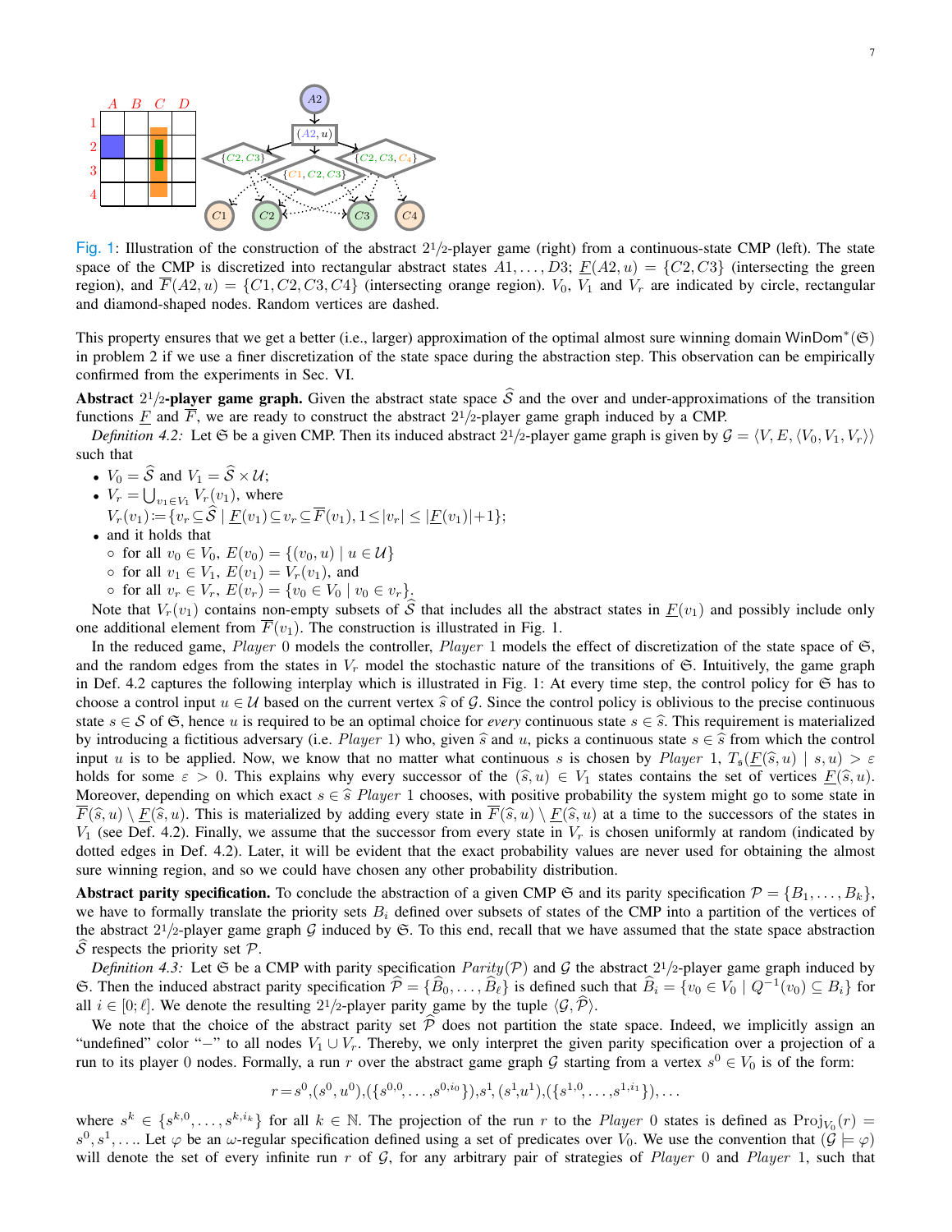A B C D
1
2
3
4

A2
$(A2, u)$
$\{C2, C3\}$
$\{C1, C2, C3\}$
$\{C2, C3, C4\}$
C1 C2 C3 C4

Fig. 1: Illustration of the construction of the abstract $2^1\!/\!_2$-player game (right) from a continuous-state CMP (left). The state space of the CMP is discretized into rectangular abstract states $A1, \ldots, D3$; $\underline{F}(A2, u) = \{C2, C3\}$ (intersecting the green region), and $\overline{F}(A2, u) = \{C1, C2, C3, C4\}$ (intersecting orange region). $V_0$, $V_1$ and $V_r$ are indicated by circle, rectangular and diamond-shaped nodes. Random vertices are dashed.

This property ensures that we get a better (i.e., larger) approximation of the optimal almost sure winning domain $\mathsf{WinDom}^*(\mathfrak{S})$ in problem 2 if we use a finer discretization of the state space during the abstraction step. This observation can be empirically confirmed from the experiments in Sec. VI.

**Abstract $2^1\!/\!_2$-player game graph.** Given the abstract state space $\widehat{\mathcal{S}}$ and the over and under-approximations of the transition functions $\underline{F}$ and $\overline{F}$, we are ready to construct the abstract $2^1\!/\!_2$-player game graph induced by a CMP.

*Definition 4.2:* Let $\mathfrak{S}$ be a given CMP. Then its induced abstract $2^1\!/\!_2$-player game graph is given by $\mathcal{G} = \langle V, E, \langle V_0, V_1, V_r \rangle \rangle$ such that

- $V_0 = \widehat{\mathcal{S}}$ and $V_1 = \widehat{\mathcal{S}} \times \mathcal{U}$;
- $V_r = \bigcup_{v_1 \in V_1} V_r(v_1)$, where $V_r(v_1) := \{v_r \subseteq \widehat{\mathcal{S}} \mid \underline{F}(v_1) \subseteq v_r \subseteq \overline{F}(v_1), 1 \leq |v_r| \leq |\underline{F}(v_1)| + 1\}$;
- and it holds that
  - for all $v_0 \in V_0$, $E(v_0) = \{(v_0, u) \mid u \in \mathcal{U}\}$
  - for all $v_1 \in V_1$, $E(v_1) = V_r(v_1)$, and
  - for all $v_r \in V_r$, $E(v_r) = \{v_0 \in V_0 \mid v_0 \in v_r\}$.

Note that $V_r(v_1)$ contains non-empty subsets of $\widehat{\mathcal{S}}$ that includes all the abstract states in $\underline{F}(v_1)$ and possibly include only one additional element from $\overline{F}(v_1)$. The construction is illustrated in Fig. 1.

In the reduced game, *Player* 0 models the controller, *Player* 1 models the effect of discretization of the state space of $\mathfrak{S}$, and the random edges from the states in $V_r$ model the stochastic nature of the transitions of $\mathfrak{S}$. Intuitively, the game graph in Def. 4.2 captures the following interplay which is illustrated in Fig. 1: At every time step, the control policy for $\mathfrak{S}$ has to choose a control input $u \in \mathcal{U}$ based on the current vertex $\widehat{s}$ of $\mathcal{G}$. Since the control policy is oblivious to the precise continuous state $s \in \mathcal{S}$ of $\mathfrak{S}$, hence $u$ is required to be an optimal choice for *every* continuous state $s \in \widehat{s}$. This requirement is materialized by introducing a fictitious adversary (i.e. *Player* 1) who, given $\widehat{s}$ and $u$, picks a continuous state $s \in \widehat{s}$ from which the control input $u$ is to be applied. Now, we know that no matter what continuous $s$ is chosen by *Player* 1, $T_{\mathfrak{s}}(\underline{F}(\widehat{s}, u) \mid s, u) > \varepsilon$ holds for some $\varepsilon > 0$. This explains why every successor of the $(\widehat{s}, u) \in V_1$ states contains the set of vertices $\underline{F}(\widehat{s}, u)$. Moreover, depending on which exact $s \in \widehat{s}$ *Player* 1 chooses, with positive probability the system might go to some state in $\overline{F}(\widehat{s}, u) \setminus \underline{F}(\widehat{s}, u)$. This is materialized by adding every state in $\overline{F}(\widehat{s}, u) \setminus \underline{F}(\widehat{s}, u)$ at a time to the successors of the states in $V_1$ (see Def. 4.2). Finally, we assume that the successor from every state in $V_r$ is chosen uniformly at random (indicated by dotted edges in Def. 4.2). Later, it will be evident that the exact probability values are never used for obtaining the almost sure winning region, and so we could have chosen any other probability distribution.

**Abstract parity specification.** To conclude the abstraction of a given CMP $\mathfrak{S}$ and its parity specification $\mathcal{P} = \{B_1, \ldots, B_k\}$, we have to formally translate the priority sets $B_i$ defined over subsets of states of the CMP into a partition of the vertices of the abstract $2^1\!/\!_2$-player game graph $\mathcal{G}$ induced by $\mathfrak{S}$. To this end, recall that we have assumed that the state space abstraction $\widehat{\mathcal{S}}$ respects the priority set $\mathcal{P}$.

*Definition 4.3:* Let $\mathfrak{S}$ be a CMP with parity specification $\mathit{Parity}(\mathcal{P})$ and $\mathcal{G}$ the abstract $2^1\!/\!_2$-player game graph induced by $\mathfrak{S}$. Then the induced abstract parity specification $\widehat{\mathcal{P}} = \{\widehat{B}_0, \ldots, \widehat{B}_\ell\}$ is defined such that $\widehat{B}_i = \{v_0 \in V_0 \mid Q^{-1}(v_0) \subseteq B_i\}$ for all $i \in [0; \ell]$. We denote the resulting $2^1\!/\!_2$-player parity game by the tuple $\langle \mathcal{G}, \widehat{\mathcal{P}} \rangle$.

We note that the choice of the abstract parity set $\widehat{\mathcal{P}}$ does not partition the state space. Indeed, we implicitly assign an "undefined" color "$-$" to all nodes $V_1 \cup V_r$. Thereby, we only interpret the given parity specification over a projection of a run to its player 0 nodes. Formally, a run $r$ over the abstract game graph $\mathcal{G}$ starting from a vertex $s^0 \in V_0$ is of the form:

$$r = s^0, (s^0, u^0), (\{s^{0,0}, \ldots, s^{0,i_0}\}), s^1, (s^1, u^1), (\{s^{1,0}, \ldots, s^{1,i_1}\}), \ldots$$

where $s^k \in \{s^{k,0}, \ldots, s^{k,i_k}\}$ for all $k \in \mathbb{N}$. The projection of the run $r$ to the *Player* 0 states is defined as $\mathrm{Proj}_{V_0}(r) = s^0, s^1, \ldots$. Let $\varphi$ be an $\omega$-regular specification defined using a set of predicates over $V_0$. We use the convention that $(\mathcal{G} \models \varphi)$ will denote the set of every infinite run $r$ of $\mathcal{G}$, for any arbitrary pair of strategies of *Player* 0 and *Player* 1, such that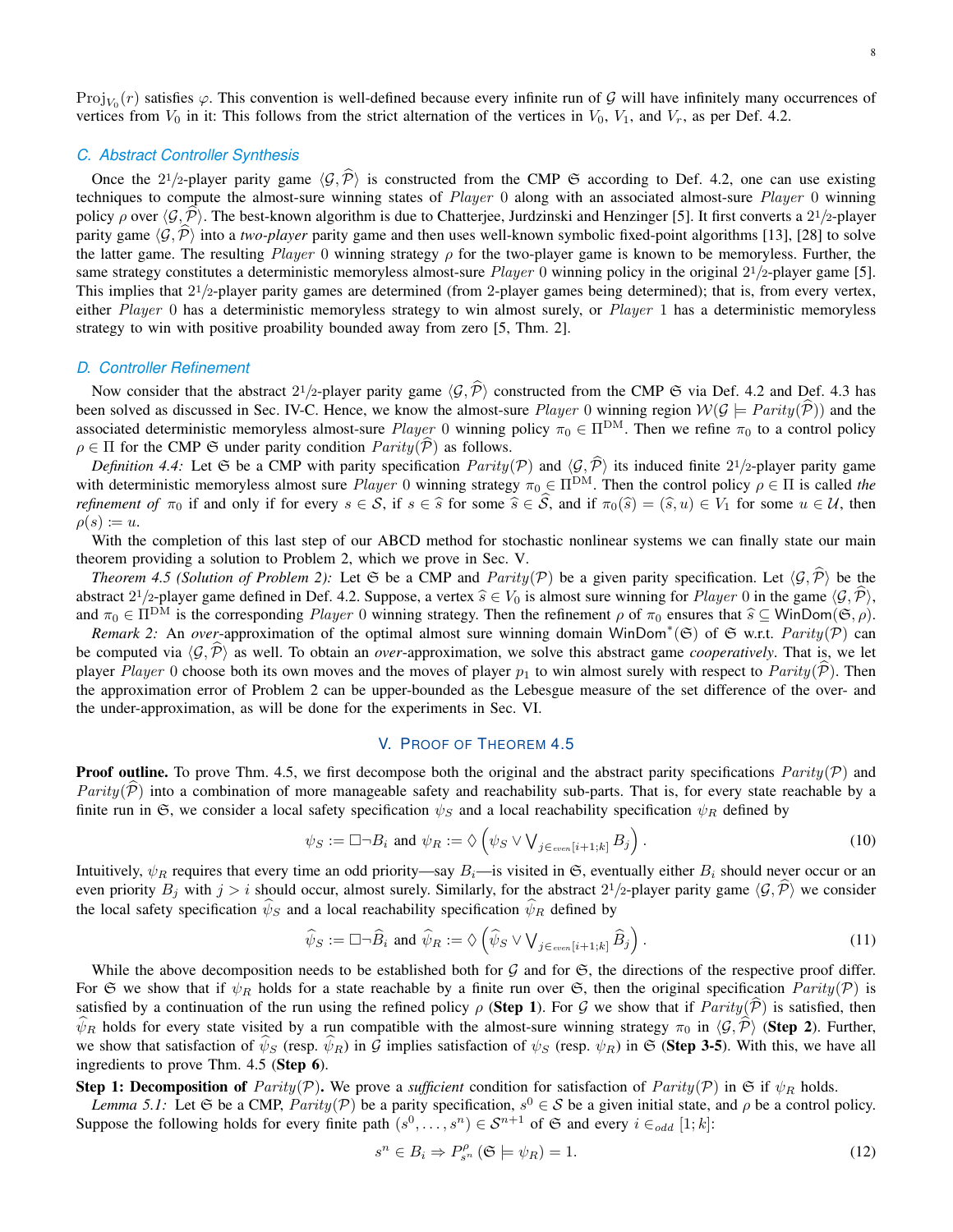$\mathrm{Proj}_{V_0}(r)$ satisfies $\varphi$. This convention is well-defined because every infinite run of $\mathcal{G}$ will have infinitely many occurrences of vertices from $V_0$ in it: This follows from the strict alternation of the vertices in $V_0$, $V_1$, and $V_r$, as per Def. 4.2.

### C. Abstract Controller Synthesis

Once the $2^1\!/\!_2$-player parity game $\langle \mathcal{G}, \widehat{\mathcal{P}} \rangle$ is constructed from the CMP $\mathfrak{S}$ according to Def. 4.2, one can use existing techniques to compute the almost-sure winning states of *Player* 0 along with an associated almost-sure *Player* 0 winning policy $\rho$ over $\langle \mathcal{G}, \widehat{\mathcal{P}} \rangle$. The best-known algorithm is due to Chatterjee, Jurdzinski and Henzinger [5]. It first converts a $2^1\!/\!_2$-player parity game $\langle \mathcal{G}, \widehat{\mathcal{P}} \rangle$ into a *two-player* parity game and then uses well-known symbolic fixed-point algorithms [13], [28] to solve the latter game. The resulting *Player* 0 winning strategy $\rho$ for the two-player game is known to be memoryless. Further, the same strategy constitutes a deterministic memoryless almost-sure *Player* 0 winning policy in the original $2^1\!/\!_2$-player game [5]. This implies that $2^1\!/\!_2$-player parity games are determined (from 2-player games being determined); that is, from every vertex, either *Player* 0 has a deterministic memoryless strategy to win almost surely, or *Player* 1 has a deterministic memoryless strategy to win with positive proability bounded away from zero [5, Thm. 2].

### D. Controller Refinement

Now consider that the abstract $2^1\!/\!_2$-player parity game $\langle \mathcal{G}, \widehat{\mathcal{P}} \rangle$ constructed from the CMP $\mathfrak{S}$ via Def. 4.2 and Def. 4.3 has been solved as discussed in Sec. IV-C. Hence, we know the almost-sure *Player* 0 winning region $\mathcal{W}(\mathcal{G} \models \mathit{Parity}(\widehat{\mathcal{P}}))$ and the associated deterministic memoryless almost-sure *Player* 0 winning policy $\pi_0 \in \Pi^{\mathrm{DM}}$. Then we refine $\pi_0$ to a control policy $\rho \in \Pi$ for the CMP $\mathfrak{S}$ under parity condition $\mathit{Parity}(\widehat{\mathcal{P}})$ as follows.

*Definition 4.4:* Let $\mathfrak{S}$ be a CMP with parity specification $\mathit{Parity}(\mathcal{P})$ and $\langle \mathcal{G}, \widehat{\mathcal{P}} \rangle$ its induced finite $2^1\!/\!_2$-player parity game with deterministic memoryless almost sure *Player* 0 winning strategy $\pi_0 \in \Pi^{\mathrm{DM}}$. Then the control policy $\rho \in \Pi$ is called *the refinement of* $\pi_0$ if and only if for every $s \in \mathcal{S}$, if $s \in \widehat{s}$ for some $\widehat{s} \in \widehat{\mathcal{S}}$, and if $\pi_0(\widehat{s}) = (\widehat{s}, u) \in V_1$ for some $u \in \mathcal{U}$, then $\rho(s) := u$.

With the completion of this last step of our ABCD method for stochastic nonlinear systems we can finally state our main theorem providing a solution to Problem 2, which we prove in Sec. V.

*Theorem 4.5 (Solution of Problem 2):* Let $\mathfrak{S}$ be a CMP and $\mathit{Parity}(\mathcal{P})$ be a given parity specification. Let $\langle \mathcal{G}, \widehat{\mathcal{P}} \rangle$ be the abstract $2^1\!/\!_2$-player game defined in Def. 4.2. Suppose, a vertex $\widehat{s} \in V_0$ is almost sure winning for *Player* 0 in the game $\langle \mathcal{G}, \widehat{\mathcal{P}} \rangle$, and $\pi_0 \in \Pi^{\mathrm{DM}}$ is the corresponding *Player* 0 winning strategy. Then the refinement $\rho$ of $\pi_0$ ensures that $\widehat{s} \subseteq \mathsf{WinDom}(\mathfrak{S}, \rho)$.

*Remark 2:* An *over*-approximation of the optimal almost sure winning domain $\mathsf{WinDom}^*(\mathfrak{S})$ of $\mathfrak{S}$ w.r.t. $\mathit{Parity}(\mathcal{P})$ can be computed via $\langle \mathcal{G}, \widehat{\mathcal{P}} \rangle$ as well. To obtain an *over*-approximation, we solve this abstract game *cooperatively*. That is, we let player *Player* 0 choose both its own moves and the moves of player $p_1$ to win almost surely with respect to $\mathit{Parity}(\widehat{\mathcal{P}})$. Then the approximation error of Problem 2 can be upper-bounded as the Lebesgue measure of the set difference of the over- and the under-approximation, as will be done for the experiments in Sec. VI.

## V. Proof of Theorem 4.5

**Proof outline.** To prove Thm. 4.5, we first decompose both the original and the abstract parity specifications $\mathit{Parity}(\mathcal{P})$ and $\mathit{Parity}(\widehat{\mathcal{P}})$ into a combination of more manageable safety and reachability sub-parts. That is, for every state reachable by a finite run in $\mathfrak{S}$, we consider a local safety specification $\psi_S$ and a local reachability specification $\psi_R$ defined by

$$\psi_S := \Box \neg B_i \text{ and } \psi_R := \Diamond \left( \psi_S \vee \bigvee\nolimits_{j \in_{even} [i+1;k]} B_j \right). \tag{10}$$

Intuitively, $\psi_R$ requires that every time an odd priority—say $B_i$—is visited in $\mathfrak{S}$, eventually either $B_i$ should never occur or an even priority $B_j$ with $j > i$ should occur, almost surely. Similarly, for the abstract $2^1\!/\!_2$-player parity game $\langle \mathcal{G}, \widehat{\mathcal{P}} \rangle$ we consider the local safety specification $\widehat{\psi}_S$ and a local reachability specification $\widehat{\psi}_R$ defined by

$$\widehat{\psi}_S := \Box \neg \widehat{B}_i \text{ and } \widehat{\psi}_R := \Diamond \left( \widehat{\psi}_S \vee \bigvee\nolimits_{j \in_{even} [i+1;k]} \widehat{B}_j \right). \tag{11}$$

While the above decomposition needs to be established both for $\mathcal{G}$ and for $\mathfrak{S}$, the directions of the respective proof differ. For $\mathfrak{S}$ we show that if $\psi_R$ holds for a state reachable by a finite run over $\mathfrak{S}$, then the original specification $\mathit{Parity}(\mathcal{P})$ is satisfied by a continuation of the run using the refined policy $\rho$ (**Step 1**). For $\mathcal{G}$ we show that if $\mathit{Parity}(\widehat{\mathcal{P}})$ is satisfied, then $\widehat{\psi}_R$ holds for every state visited by a run compatible with the almost-sure winning strategy $\pi_0$ in $\langle \mathcal{G}, \widehat{\mathcal{P}} \rangle$ (**Step 2**). Further, we show that satisfaction of $\widehat{\psi}_S$ (resp. $\widehat{\psi}_R$) in $\mathcal{G}$ implies satisfaction of $\psi_S$ (resp. $\psi_R$) in $\mathfrak{S}$ (**Step 3-5**). With this, we have all ingredients to prove Thm. 4.5 (**Step 6**).

**Step 1: Decomposition of** $\mathit{Parity}(\mathcal{P})$**.** We prove a *sufficient* condition for satisfaction of $\mathit{Parity}(\mathcal{P})$ in $\mathfrak{S}$ if $\psi_R$ holds.

*Lemma 5.1:* Let $\mathfrak{S}$ be a CMP, $\mathit{Parity}(\mathcal{P})$ be a parity specification, $s^0 \in \mathcal{S}$ be a given initial state, and $\rho$ be a control policy. Suppose the following holds for every finite path $(s^0, \ldots, s^n) \in \mathcal{S}^{n+1}$ of $\mathfrak{S}$ and every $i \in_{odd} [1; k]$:

$$s^n \in B_i \Rightarrow P^{\rho}_{s^n} (\mathfrak{S} \models \psi_R) = 1. \tag{12}$$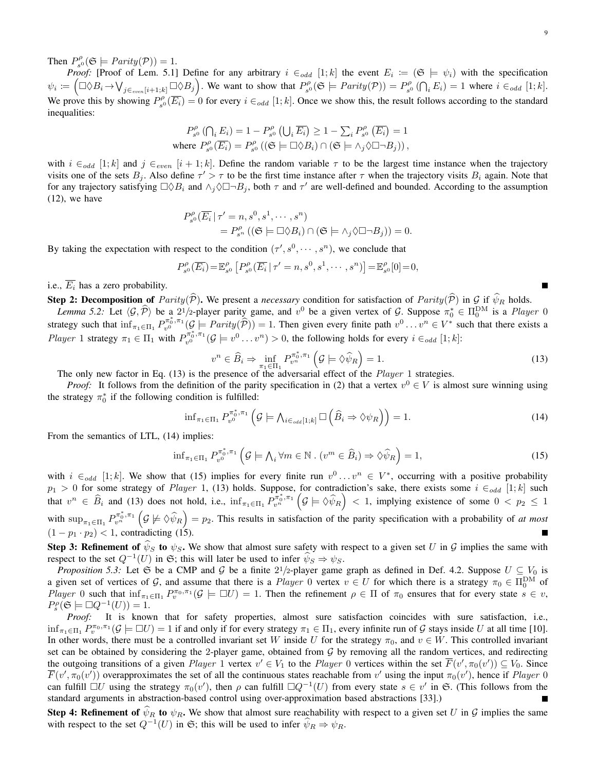Then $P^{\rho}_{s^0}(\mathfrak{S} \models Parity(\mathcal{P})) = 1$.

*Proof:* [Proof of Lem. 5.1] Define for any arbitrary $i \in_{odd} [1;k]$ the event $E_i := (\mathfrak{S} \models \psi_i)$ with the specification $\psi_i := \left(\Box\Diamond B_i \rightarrow \bigvee_{j \in_{even} [i+1;k]} \Box\Diamond B_j\right)$. We want to show that $P^{\rho}_{s^0}(\mathfrak{S} \models Parity(\mathcal{P})) = P^{\rho}_{s^0}\left(\bigcap_i E_i\right) = 1$ where $i \in_{odd} [1;k]$. We prove this by showing $P^{\rho}_{s^0}(\overline{E_i}) = 0$ for every $i \in_{odd} [1;k]$. Once we show this, the result follows according to the standard inequalities:

$$P^{\rho}_{s^0}\left(\bigcap_i E_i\right) = 1 - P^{\rho}_{s^0}\left(\bigcup_i \overline{E_i}\right) \geq 1 - \sum_i P^{\rho}_{s^0}\left(\overline{E_i}\right) = 1$$
$$\text{where } P^{\rho}_{s^0}(\overline{E_i}) = P^{\rho}_{s^0}\left((\mathfrak{S} \models \Box\Diamond B_i) \cap (\mathfrak{S} \models \wedge_j \Diamond\Box\neg B_j)\right),$$

with $i \in_{odd} [1;k]$ and $j \in_{even} [i+1;k]$. Define the random variable $\tau$ to be the largest time instance when the trajectory visits one of the sets $B_j$. Also define $\tau' > \tau$ to be the first time instance after $\tau$ when the trajectory visits $B_i$ again. Note that for any trajectory satisfying $\Box\Diamond B_i$ and $\wedge_j \Diamond\Box\neg B_j$, both $\tau$ and $\tau'$ are well-defined and bounded. According to the assumption (12), we have

$$P^{\rho}_{s^0}(\overline{E_i} \mid \tau' = n, s^0, s^1, \cdots, s^n)$$
$$= P^{\rho}_{s^n}\left((\mathfrak{S} \models \Box\Diamond B_i) \cap (\mathfrak{S} \models \wedge_j \Diamond\Box\neg B_j)\right) = 0.$$

By taking the expectation with respect to the condition $(\tau', s^0, \cdots, s^n)$, we conclude that

$$P^{\rho}_{s^0}(\overline{E_i}) = \mathbb{E}^{\rho}_{s^0}\left[P^{\rho}_{s^0}(\overline{E_i} \mid \tau' = n, s^0, s^1, \cdots, s^n)\right] = \mathbb{E}^{\rho}_{s^0}[0] = 0,$$

i.e., $\overline{E_i}$ has a zero probability. ∎

**Step 2: Decomposition of** $Parity(\widehat{\mathcal{P}})$. We present a *necessary* condition for satisfaction of $Parity(\widehat{\mathcal{P}})$ in $\mathcal{G}$ if $\widehat{\psi}_R$ holds.

*Lemma 5.2:* Let $\langle \mathcal{G}, \widehat{\mathcal{P}} \rangle$ be a $2^1\!/\!_2$-player parity game, and $v^0$ be a given vertex of $\mathcal{G}$. Suppose $\pi_0^* \in \Pi_0^{\mathrm{DM}}$ is a *Player* 0 strategy such that $\inf_{\pi_1 \in \Pi_1} P^{\pi_0^*, \pi_1}_{v^0}(\mathcal{G} \models Parity(\widehat{\mathcal{P}})) = 1$. Then given every finite path $v^0 \ldots v^n \in V^*$ such that there exists a *Player* 1 strategy $\pi_1 \in \Pi_1$ with $P^{\pi_0^*, \pi_1}_{v^0}(\mathcal{G} \models v^0 \ldots v^n) > 0$, the following holds for every $i \in_{odd} [1;k]$:

$$v^n \in \widehat{B}_i \Rightarrow \inf_{\pi_1 \in \Pi_1} P^{\pi_0^*, \pi_1}_{v^n}\left(\mathcal{G} \models \Diamond\widehat{\psi}_R\right) = 1. \tag{13}$$

The only new factor in Eq. (13) is the presence of the adversarial effect of the *Player* 1 strategies.

*Proof:* It follows from the definition of the parity specification in (2) that a vertex $v^0 \in V$ is almost sure winning using the strategy $\pi_0^*$ if the following condition is fulfilled:

$$\inf_{\pi_1 \in \Pi_1} P^{\pi_0^*, \pi_1}_{v^0}\left(\mathcal{G} \models \bigwedge_{i \in_{odd}[1;k]} \Box\left(\widehat{B}_i \Rightarrow \Diamond\psi_R\right)\right) = 1. \tag{14}$$

From the semantics of LTL, (14) implies:

$$\inf_{\pi_1 \in \Pi_1} P^{\pi_0^*, \pi_1}_{v^0}\left(\mathcal{G} \models \bigwedge_i \forall m \in \mathbb{N} \,.\, (v^m \in \widehat{B}_i) \Rightarrow \Diamond\widehat{\psi}_R\right) = 1, \tag{15}$$

with $i \in_{odd} [1;k]$. We show that (15) implies for every finite run $v^0 \ldots v^n \in V^*$, occurring with a positive probability $p_1 > 0$ for some strategy of *Player* 1, (13) holds. Suppose, for contradiction's sake, there exists some $i \in_{odd} [1;k]$ such that $v^n \in \widehat{B}_i$ and (13) does not hold, i.e., $\inf_{\pi_1 \in \Pi_1} P^{\pi_0^*, \pi_1}_{v^n}\left(\mathcal{G} \models \Diamond\widehat{\psi}_R\right) < 1$, implying existence of some $0 < p_2 \leq 1$ with $\sup_{\pi_1 \in \Pi_1} P^{\pi_0^*, \pi_1}_{v^n}\left(\mathcal{G} \not\models \Diamond\widehat{\psi}_R\right) = p_2$. This results in satisfaction of the parity specification with a probability of *at most* $(1 - p_1 \cdot p_2) < 1$, contradicting (15). ∎

**Step 3: Refinement of** $\widehat{\psi}_S$ **to** $\psi_S$. We show that almost sure safety with respect to a given set $U$ in $\mathcal{G}$ implies the same with respect to the set $Q^{-1}(U)$ in $\mathfrak{S}$; this will later be used to infer $\widehat{\psi}_S \Rightarrow \psi_S$.

*Proposition 5.3:* Let $\mathfrak{S}$ be a CMP and $\mathcal{G}$ be a finite $2^1\!/\!_2$-player game graph as defined in Def. 4.2. Suppose $U \subseteq V_0$ is a given set of vertices of $\mathcal{G}$, and assume that there is a *Player* 0 vertex $v \in U$ for which there is a strategy $\pi_0 \in \Pi_0^{\mathrm{DM}}$ of *Player* 0 such that $\inf_{\pi_1 \in \Pi_1} P^{\pi_0, \pi_1}_v(\mathcal{G} \models \Box U) = 1$. Then the refinement $\rho \in \Pi$ of $\pi_0$ ensures that for every state $s \in v$, $P^{\rho}_s(\mathfrak{S} \models \Box Q^{-1}(U)) = 1$.

*Proof:* It is known that for safety properties, almost sure satisfaction coincides with sure satisfaction, i.e., $\inf_{\pi_1 \in \Pi_1} P^{\pi_0, \pi_1}_v(\mathcal{G} \models \Box U) = 1$ if and only if for every strategy $\pi_1 \in \Pi_1$, every infinite run of $\mathcal{G}$ stays inside $U$ at all time [10]. In other words, there must be a controlled invariant set $W$ inside $U$ for the strategy $\pi_0$, and $v \in W$. This controlled invariant set can be obtained by considering the 2-player game, obtained from $\mathcal{G}$ by removing all the random vertices, and redirecting the outgoing transitions of a given *Player* 1 vertex $v' \in V_1$ to the *Player* 0 vertices within the set $\overline{F}(v', \pi_0(v')) \subseteq V_0$. Since $\overline{F}(v', \pi_0(v'))$ overapproximates the set of all the continuous states reachable from $v'$ using the input $\pi_0(v')$, hence if *Player* 0 can fulfill $\Box U$ using the strategy $\pi_0(v')$, then $\rho$ can fulfill $\Box Q^{-1}(U)$ from every state $s \in v'$ in $\mathfrak{S}$. (This follows from the standard arguments in abstraction-based control using over-approximation based abstractions [33].) ∎

**Step 4: Refinement of** $\widehat{\psi}_R$ **to** $\psi_R$. We show that almost sure reachability with respect to a given set $U$ in $\mathcal{G}$ implies the same with respect to the set $Q^{-1}(U)$ in $\mathfrak{S}$; this will be used to infer $\widehat{\psi}_R \Rightarrow \psi_R$.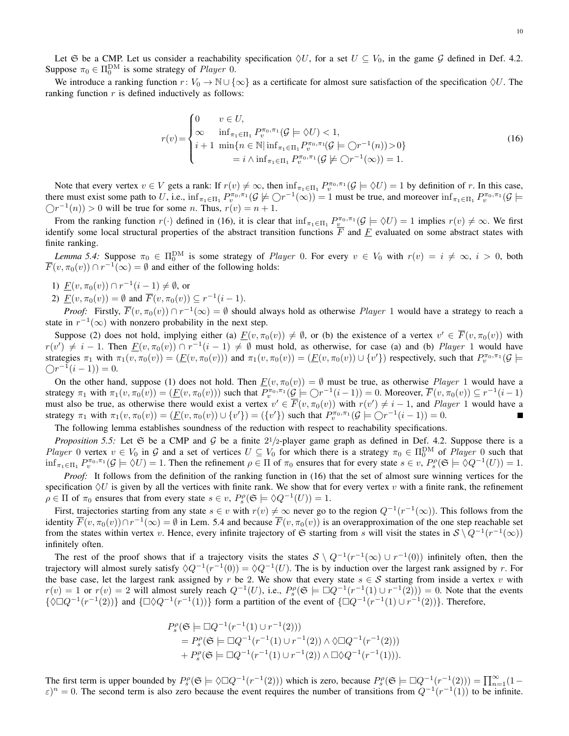Let $\mathfrak{S}$ be a CMP. Let us consider a reachability specification $\Diamond U$, for a set $U \subseteq V_0$, in the game $\mathcal{G}$ defined in Def. 4.2. Suppose $\pi_0 \in \Pi_0^{\mathrm{DM}}$ is some strategy of *Player* 0.

We introduce a ranking function $r\colon V_0 \to \mathbb{N} \cup \{\infty\}$ as a certificate for almost sure satisfaction of the specification $\Diamond U$. The ranking function $r$ is defined inductively as follows:

$$
r(v) = \begin{cases} 0 & v \in U, \\ \infty & \inf_{\pi_1 \in \Pi_1} P_v^{\pi_0,\pi_1}(\mathcal{G} \models \Diamond U) < 1, \\ i+1 & \min\{n \in \mathbb{N} \mid \inf_{\pi_1 \in \Pi_1} P_v^{\pi_0,\pi_1}(\mathcal{G} \models \bigcirc r^{-1}(n)) > 0\} \\ & \qquad = i \wedge \inf_{\pi_1 \in \Pi_1} P_v^{\pi_0,\pi_1}(\mathcal{G} \not\models \bigcirc r^{-1}(\infty)) = 1. \end{cases} \tag{16}
$$

Note that every vertex $v \in V$ gets a rank: If $r(v) \neq \infty$, then $\inf_{\pi_1 \in \Pi_1} P_v^{\pi_0,\pi_1}(\mathcal{G} \models \Diamond U) = 1$ by definition of $r$. In this case, there must exist some path to $U$, i.e., $\inf_{\pi_1 \in \Pi_1} P_v^{\pi_0,\pi_1}(\mathcal{G} \not\models \bigcirc r^{-1}(\infty)) = 1$ must be true, and moreover $\inf_{\pi_1 \in \Pi_1} P_v^{\pi_0,\pi_1}(\mathcal{G} \models \bigcirc r^{-1}(n)) > 0$ will be true for some $n$. Thus, $r(v) = n + 1$.

From the ranking function $r(\cdot)$ defined in (16), it is clear that $\inf_{\pi_1 \in \Pi_1} P_v^{\pi_0,\pi_1}(\mathcal{G} \models \Diamond U) = 1$ implies $r(v) \neq \infty$. We first identify some local structural properties of the abstract transition functions $\overline{F}$ and $\underline{F}$ evaluated on some abstract states with finite ranking.

*Lemma 5.4:* Suppose $\pi_0 \in \Pi_0^{\mathrm{DM}}$ is some strategy of *Player* 0. For every $v \in V_0$ with $r(v) = i \neq \infty$, $i > 0$, both $\overline{F}(v, \pi_0(v)) \cap r^{-1}(\infty) = \emptyset$ and either of the following holds:

1) $\underline{F}(v, \pi_0(v)) \cap r^{-1}(i-1) \neq \emptyset$, or
2) $\underline{F}(v, \pi_0(v)) = \emptyset$ and $\overline{F}(v, \pi_0(v)) \subseteq r^{-1}(i-1)$.

*Proof:* Firstly, $\overline{F}(v, \pi_0(v)) \cap r^{-1}(\infty) = \emptyset$ should always hold as otherwise *Player* 1 would have a strategy to reach a state in $r^{-1}(\infty)$ with nonzero probability in the next step.

Suppose (2) does not hold, implying either (a) $\underline{F}(v, \pi_0(v)) \neq \emptyset$, or (b) the existence of a vertex $v' \in \overline{F}(v, \pi_0(v))$ with $r(v') \neq i - 1$. Then $\underline{F}(v, \pi_0(v)) \cap r^{-1}(i-1) \neq \emptyset$ must hold, as otherwise, for case (a) and (b) *Player* 1 would have strategies $\pi_1$ with $\pi_1(v, \pi_0(v)) = (\underline{F}(v, \pi_0(v)))$ and $\pi_1(v, \pi_0(v)) = (\underline{F}(v, \pi_0(v)) \cup \{v'\})$ respectively, such that $P_v^{\pi_0,\pi_1}(\mathcal{G} \models \bigcirc r^{-1}(i-1)) = 0$.

On the other hand, suppose (1) does not hold. Then $\underline{F}(v, \pi_0(v)) = \emptyset$ must be true, as otherwise *Player* 1 would have a strategy $\pi_1$ with $\pi_1(v, \pi_0(v)) = (\underline{F}(v, \pi_0(v)))$ such that $P_v^{\pi_0,\pi_1}(\mathcal{G} \models \bigcirc r^{-1}(i-1)) = 0$. Moreover, $\overline{F}(v, \pi_0(v)) \subseteq r^{-1}(i-1)$ must also be true, as otherwise there would exist a vertex $v' \in \overline{F}(v, \pi_0(v))$ with $r(v') \neq i - 1$, and *Player* 1 would have a strategy $\pi_1$ with $\pi_1(v, \pi_0(v)) = (\underline{F}(v, \pi_0(v)) \cup \{v'\}) = (\{v'\})$ such that $P_v^{\pi_0,\pi_1}(\mathcal{G} \models \bigcirc r^{-1}(i-1)) = 0$. ■

The following lemma establishes soundness of the reduction with respect to reachability specifications.

*Proposition 5.5:* Let $\mathfrak{S}$ be a CMP and $\mathcal{G}$ be a finite 2½-player game graph as defined in Def. 4.2. Suppose there is a *Player* 0 vertex $v \in V_0$ in $\mathcal{G}$ and a set of vertices $U \subseteq V_0$ for which there is a strategy $\pi_0 \in \Pi_0^{\mathrm{DM}}$ of *Player* 0 such that $\inf_{\pi_1 \in \Pi_1} P_v^{\pi_0,\pi_1}(\mathcal{G} \models \Diamond U) = 1$. Then the refinement $\rho \in \Pi$ of $\pi_0$ ensures that for every state $s \in v$, $P_s^{\rho}(\mathfrak{S} \models \Diamond Q^{-1}(U)) = 1$.

*Proof:* It follows from the definition of the ranking function in (16) that the set of almost sure winning vertices for the specification $\Diamond U$ is given by all the vertices with finite rank. We show that for every vertex $v$ with a finite rank, the refinement $\rho \in \Pi$ of $\pi_0$ ensures that from every state $s \in v$, $P_s^{\rho}(\mathfrak{S} \models \Diamond Q^{-1}(U)) = 1$.

First, trajectories starting from any state $s \in v$ with $r(v) \neq \infty$ never go to the region $Q^{-1}(r^{-1}(\infty))$. This follows from the identity $\overline{F}(v, \pi_0(v)) \cap r^{-1}(\infty) = \emptyset$ in Lem. 5.4 and because $\overline{F}(v, \pi_0(v))$ is an overapproximation of the one step reachable set from the states within vertex $v$. Hence, every infinite trajectory of $\mathfrak{S}$ starting from $s$ will visit the states in $\mathcal{S} \setminus Q^{-1}(r^{-1}(\infty))$ infinitely often.

The rest of the proof shows that if a trajectory visits the states $\mathcal{S} \setminus Q^{-1}(r^{-1}(\infty) \cup r^{-1}(0))$ infinitely often, then the trajectory will almost surely satisfy $\Diamond Q^{-1}(r^{-1}(0)) = \Diamond Q^{-1}(U)$. The is by induction over the largest rank assigned by $r$. For the base case, let the largest rank assigned by $r$ be 2. We show that every state $s \in \mathcal{S}$ starting from inside a vertex $v$ with $r(v) = 1$ or $r(v) = 2$ will almost surely reach $Q^{-1}(U)$, i.e., $P_s^{\rho}(\mathfrak{S} \models \Box Q^{-1}(r^{-1}(1) \cup r^{-1}(2))) = 0$. Note that the events $\{\Diamond\Box Q^{-1}(r^{-1}(2))\}$ and $\{\Box\Diamond Q^{-1}(r^{-1}(1))\}$ form a partition of the event of $\{\Box Q^{-1}(r^{-1}(1) \cup r^{-1}(2))\}$. Therefore,

$$
\begin{aligned}
&P_s^{\rho}(\mathfrak{S} \models \Box Q^{-1}(r^{-1}(1) \cup r^{-1}(2))) \\
&\quad = P_s^{\rho}(\mathfrak{S} \models \Box Q^{-1}(r^{-1}(1) \cup r^{-1}(2)) \wedge \Diamond\Box Q^{-1}(r^{-1}(2))) \\
&\quad + P_s^{\rho}(\mathfrak{S} \models \Box Q^{-1}(r^{-1}(1) \cup r^{-1}(2)) \wedge \Box\Diamond Q^{-1}(r^{-1}(1))).
\end{aligned}
$$

The first term is upper bounded by $P_s^{\rho}(\mathfrak{S} \models \Diamond\Box Q^{-1}(r^{-1}(2)))$ which is zero, because $P_s^{\rho}(\mathfrak{S} \models \Box Q^{-1}(r^{-1}(2))) = \prod_{n=1}^{\infty}(1 - \varepsilon)^n = 0$. The second term is also zero because the event requires the number of transitions from $Q^{-1}(r^{-1}(1))$ to be infinite.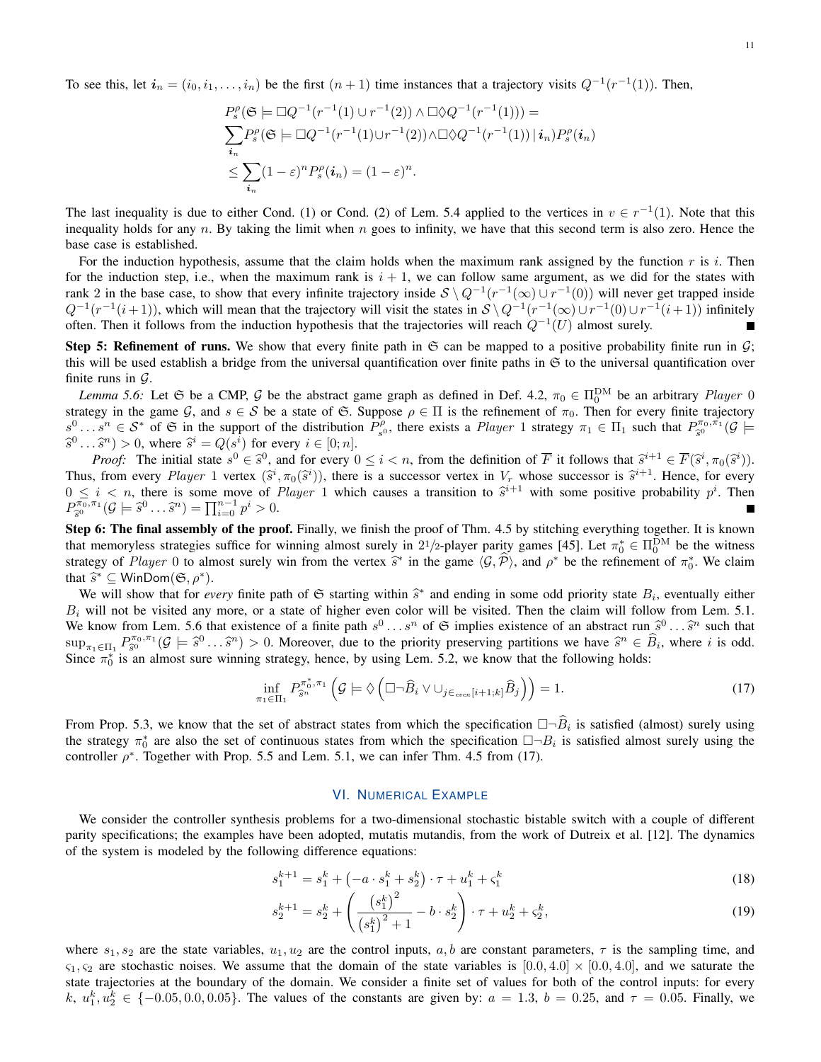To see this, let $\boldsymbol{i}_n = (i_0, i_1, \ldots, i_n)$ be the first $(n+1)$ time instances that a trajectory visits $Q^{-1}(r^{-1}(1))$. Then,

$$
\begin{aligned}
&P^{\rho}_{s}(\mathfrak{S} \models \Box Q^{-1}(r^{-1}(1) \cup r^{-1}(2)) \wedge \Box\Diamond Q^{-1}(r^{-1}(1))) = \\
&\sum_{\boldsymbol{i}_n} P^{\rho}_{s}(\mathfrak{S} \models \Box Q^{-1}(r^{-1}(1) \cup r^{-1}(2)) \wedge \Box\Diamond Q^{-1}(r^{-1}(1)) \mid \boldsymbol{i}_n) P^{\rho}_{s}(\boldsymbol{i}_n) \\
&\leq \sum_{\boldsymbol{i}_n} (1-\varepsilon)^n P^{\rho}_{s}(\boldsymbol{i}_n) = (1-\varepsilon)^n.
\end{aligned}
$$

The last inequality is due to either Cond. (1) or Cond. (2) of Lem. 5.4 applied to the vertices in $v \in r^{-1}(1)$. Note that this inequality holds for any $n$. By taking the limit when $n$ goes to infinity, we have that this second term is also zero. Hence the base case is established.

For the induction hypothesis, assume that the claim holds when the maximum rank assigned by the function $r$ is $i$. Then for the induction step, i.e., when the maximum rank is $i+1$, we can follow same argument, as we did for the states with rank 2 in the base case, to show that every infinite trajectory inside $\mathcal{S} \setminus Q^{-1}(r^{-1}(\infty) \cup r^{-1}(0))$ will never get trapped inside $Q^{-1}(r^{-1}(i+1))$, which will mean that the trajectory will visit the states in $\mathcal{S} \setminus Q^{-1}(r^{-1}(\infty) \cup r^{-1}(0) \cup r^{-1}(i+1))$ infinitely often. Then it follows from the induction hypothesis that the trajectories will reach $Q^{-1}(U)$ almost surely. ∎

**Step 5: Refinement of runs.** We show that every finite path in $\mathfrak{S}$ can be mapped to a positive probability finite run in $\mathcal{G}$; this will be used establish a bridge from the universal quantification over finite paths in $\mathfrak{S}$ to the universal quantification over finite runs in $\mathcal{G}$.

*Lemma 5.6:* Let $\mathfrak{S}$ be a CMP, $\mathcal{G}$ be the abstract game graph as defined in Def. 4.2, $\pi_0 \in \Pi_0^{\mathrm{DM}}$ be an arbitrary *Player* 0 strategy in the game $\mathcal{G}$, and $s \in \mathcal{S}$ be a state of $\mathfrak{S}$. Suppose $\rho \in \Pi$ is the refinement of $\pi_0$. Then for every finite trajectory $s^0 \ldots s^n \in \mathcal{S}^*$ of $\mathfrak{S}$ in the support of the distribution $P^{\rho}_{s^0}$, there exists a *Player* 1 strategy $\pi_1 \in \Pi_1$ such that $P^{\pi_0,\pi_1}_{\widehat{s}^0}(\mathcal{G} \models \widehat{s}^0 \ldots \widehat{s}^n) > 0$, where $\widehat{s}^i = Q(s^i)$ for every $i \in [0;n]$.

*Proof:* The initial state $s^0 \in \widehat{s}^0$, and for every $0 \leq i < n$, from the definition of $\overline{F}$ it follows that $\widehat{s}^{i+1} \in \overline{F}(\widehat{s}^i, \pi_0(\widehat{s}^i))$. Thus, from every *Player* 1 vertex $(\widehat{s}^i, \pi_0(\widehat{s}^i))$, there is a successor vertex in $V_r$ whose successor is $\widehat{s}^{i+1}$. Hence, for every $0 \leq i < n$, there is some move of *Player* 1 which causes a transition to $\widehat{s}^{i+1}$ with some positive probability $p^i$. Then $P^{\pi_0,\pi_1}_{\widehat{s}^0}(\mathcal{G} \models \widehat{s}^0 \ldots \widehat{s}^n) = \prod_{i=0}^{n-1} p^i > 0$. ∎

**Step 6: The final assembly of the proof.** Finally, we finish the proof of Thm. 4.5 by stitching everything together. It is known that memoryless strategies suffice for winning almost surely in $2^1\!/\!_2$-player parity games [45]. Let $\pi_0^* \in \Pi_0^{\mathrm{DM}}$ be the witness strategy of *Player* 0 to almost surely win from the vertex $\widehat{s}^*$ in the game $\langle \mathcal{G}, \widehat{\mathcal{P}} \rangle$, and $\rho^*$ be the refinement of $\pi_0^*$. We claim that $\widehat{s}^* \subseteq \mathsf{WinDom}(\mathfrak{S}, \rho^*)$.

We will show that for *every* finite path of $\mathfrak{S}$ starting within $\widehat{s}^*$ and ending in some odd priority state $B_i$, eventually either $B_i$ will not be visited any more, or a state of higher even color will be visited. Then the claim will follow from Lem. 5.1. We know from Lem. 5.6 that existence of a finite path $s^0 \ldots s^n$ of $\mathfrak{S}$ implies existence of an abstract run $\widehat{s}^0 \ldots \widehat{s}^n$ such that $\sup_{\pi_1 \in \Pi_1} P^{\pi_0,\pi_1}_{\widehat{s}^0}(\mathcal{G} \models \widehat{s}^0 \ldots \widehat{s}^n) > 0$. Moreover, due to the priority preserving partitions we have $\widehat{s}^n \in \widehat{B}_i$, where $i$ is odd. Since $\pi_0^*$ is an almost sure winning strategy, hence, by using Lem. 5.2, we know that the following holds:

$$
\inf_{\pi_1 \in \Pi_1} P^{\pi_0^*,\pi_1}_{\widehat{s}^n}\left(\mathcal{G} \models \Diamond\left(\Box\neg\widehat{B}_i \vee \cup_{j \in_{even}[i+1;k]} \widehat{B}_j\right)\right) = 1. \tag{17}
$$

From Prop. 5.3, we know that the set of abstract states from which the specification $\Box\neg\widehat{B}_i$ is satisfied (almost) surely using the strategy $\pi_0^*$ are also the set of continuous states from which the specification $\Box\neg B_i$ is satisfied almost surely using the controller $\rho^*$. Together with Prop. 5.5 and Lem. 5.1, we can infer Thm. 4.5 from (17).

## VI. Numerical Example

We consider the controller synthesis problems for a two-dimensional stochastic bistable switch with a couple of different parity specifications; the examples have been adopted, mutatis mutandis, from the work of Dutreix et al. [12]. The dynamics of the system is modeled by the following difference equations:

$$
s_1^{k+1} = s_1^k + \left(-a \cdot s_1^k + s_2^k\right) \cdot \tau + u_1^k + \varsigma_1^k \tag{18}
$$

$$
s_2^{k+1} = s_2^k + \left(\frac{\left(s_1^k\right)^2}{\left(s_1^k\right)^2 + 1} - b \cdot s_2^k\right) \cdot \tau + u_2^k + \varsigma_2^k, \tag{19}
$$

where $s_1, s_2$ are the state variables, $u_1, u_2$ are the control inputs, $a, b$ are constant parameters, $\tau$ is the sampling time, and $\varsigma_1, \varsigma_2$ are stochastic noises. We assume that the domain of the state variables is $[0.0, 4.0] \times [0.0, 4.0]$, and we saturate the state trajectories at the boundary of the domain. We consider a finite set of values for both of the control inputs: for every $k$, $u_1^k, u_2^k \in \{-0.05, 0.0, 0.05\}$. The values of the constants are given by: $a = 1.3$, $b = 0.25$, and $\tau = 0.05$. Finally, we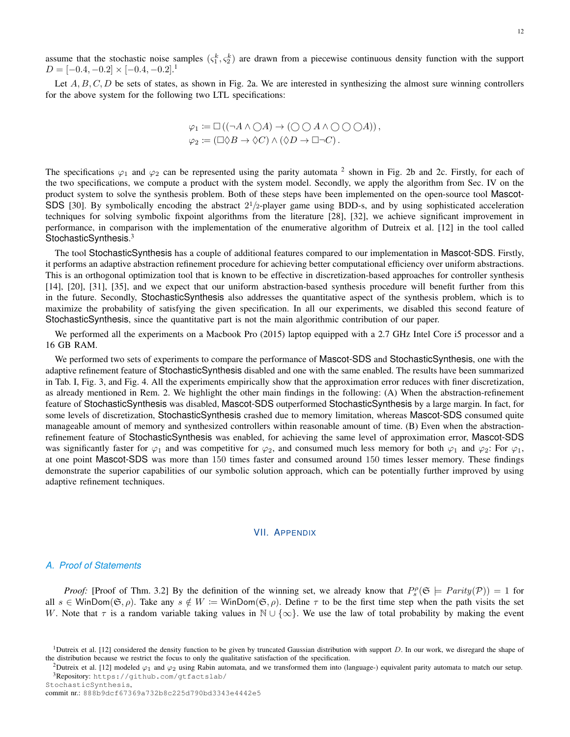assume that the stochastic noise samples $(\varsigma_1^k, \varsigma_2^k)$ are drawn from a piecewise continuous density function with the support $D = [-0.4, -0.2] \times [-0.4, -0.2]$.[1]

Let $A, B, C, D$ be sets of states, as shown in Fig. 2a. We are interested in synthesizing the almost sure winning controllers for the above system for the following two LTL specifications:

$$\varphi_1 := \square\left((\neg A \wedge \bigcirc A) \rightarrow (\bigcirc\bigcirc A \wedge \bigcirc\bigcirc\bigcirc A)\right),$$
$$\varphi_2 := (\square\lozenge B \rightarrow \lozenge C) \wedge (\lozenge D \rightarrow \square\neg C).$$

The specifications $\varphi_1$ and $\varphi_2$ can be represented using the parity automata [2] shown in Fig. 2b and 2c. Firstly, for each of the two specifications, we compute a product with the system model. Secondly, we apply the algorithm from Sec. IV on the product system to solve the synthesis problem. Both of these steps have been implemented on the open-source tool Mascot-SDS [30]. By symbolically encoding the abstract $2^1/_2$-player game using BDD-s, and by using sophisticated acceleration techniques for solving symbolic fixpoint algorithms from the literature [28], [32], we achieve significant improvement in performance, in comparison with the implementation of the enumerative algorithm of Dutreix et al. [12] in the tool called StochasticSynthesis.[3]

The tool StochasticSynthesis has a couple of additional features compared to our implementation in Mascot-SDS. Firstly, it performs an adaptive abstraction refinement procedure for achieving better computational efficiency over uniform abstractions. This is an orthogonal optimization tool that is known to be effective in discretization-based approaches for controller synthesis [14], [20], [31], [35], and we expect that our uniform abstraction-based synthesis procedure will benefit further from this in the future. Secondly, StochasticSynthesis also addresses the quantitative aspect of the synthesis problem, which is to maximize the probability of satisfying the given specification. In all our experiments, we disabled this second feature of StochasticSynthesis, since the quantitative part is not the main algorithmic contribution of our paper.

We performed all the experiments on a Macbook Pro (2015) laptop equipped with a 2.7 GHz Intel Core i5 processor and a 16 GB RAM.

We performed two sets of experiments to compare the performance of Mascot-SDS and StochasticSynthesis, one with the adaptive refinement feature of StochasticSynthesis disabled and one with the same enabled. The results have been summarized in Tab. I, Fig. 3, and Fig. 4. All the experiments empirically show that the approximation error reduces with finer discretization, as already mentioned in Rem. 2. We highlight the other main findings in the following: (A) When the abstraction-refinement feature of StochasticSynthesis was disabled, Mascot-SDS outperformed StochasticSynthesis by a large margin. In fact, for some levels of discretization, StochasticSynthesis crashed due to memory limitation, whereas Mascot-SDS consumed quite manageable amount of memory and synthesized controllers within reasonable amount of time. (B) Even when the abstraction-refinement feature of StochasticSynthesis was enabled, for achieving the same level of approximation error, Mascot-SDS was significantly faster for $\varphi_1$ and was competitive for $\varphi_2$, and consumed much less memory for both $\varphi_1$ and $\varphi_2$: For $\varphi_1$, at one point Mascot-SDS was more than 150 times faster and consumed around 150 times lesser memory. These findings demonstrate the superior capabilities of our symbolic solution approach, which can be potentially further improved by using adaptive refinement techniques.

## VII. Appendix

### A. Proof of Statements

*Proof:* [Proof of Thm. 3.2] By the definition of the winning set, we already know that $P_s^\rho(\mathfrak{S} \models Parity(\mathcal{P})) = 1$ for all $s \in \mathsf{WinDom}(\mathfrak{S}, \rho)$. Take any $s \notin W := \mathsf{WinDom}(\mathfrak{S}, \rho)$. Define $\tau$ to be the first time step when the path visits the set $W$. Note that $\tau$ is a random variable taking values in $\mathbb{N} \cup \{\infty\}$. We use the law of total probability by making the event

[1] Dutreix et al. [12] considered the density function to be given by truncated Gaussian distribution with support $D$. In our work, we disregard the shape of the distribution because we restrict the focus to only the qualitative satisfaction of the specification.

[2] Dutreix et al. [12] modeled $\varphi_1$ and $\varphi_2$ using Rabin automata, and we transformed them into (language-) equivalent parity automata to match our setup.

[3] Repository: `https://github.com/gtfactslab/StochasticSynthesis`, commit nr.: `888b9dcf67369a732b8c225d790bd3343e4442e5`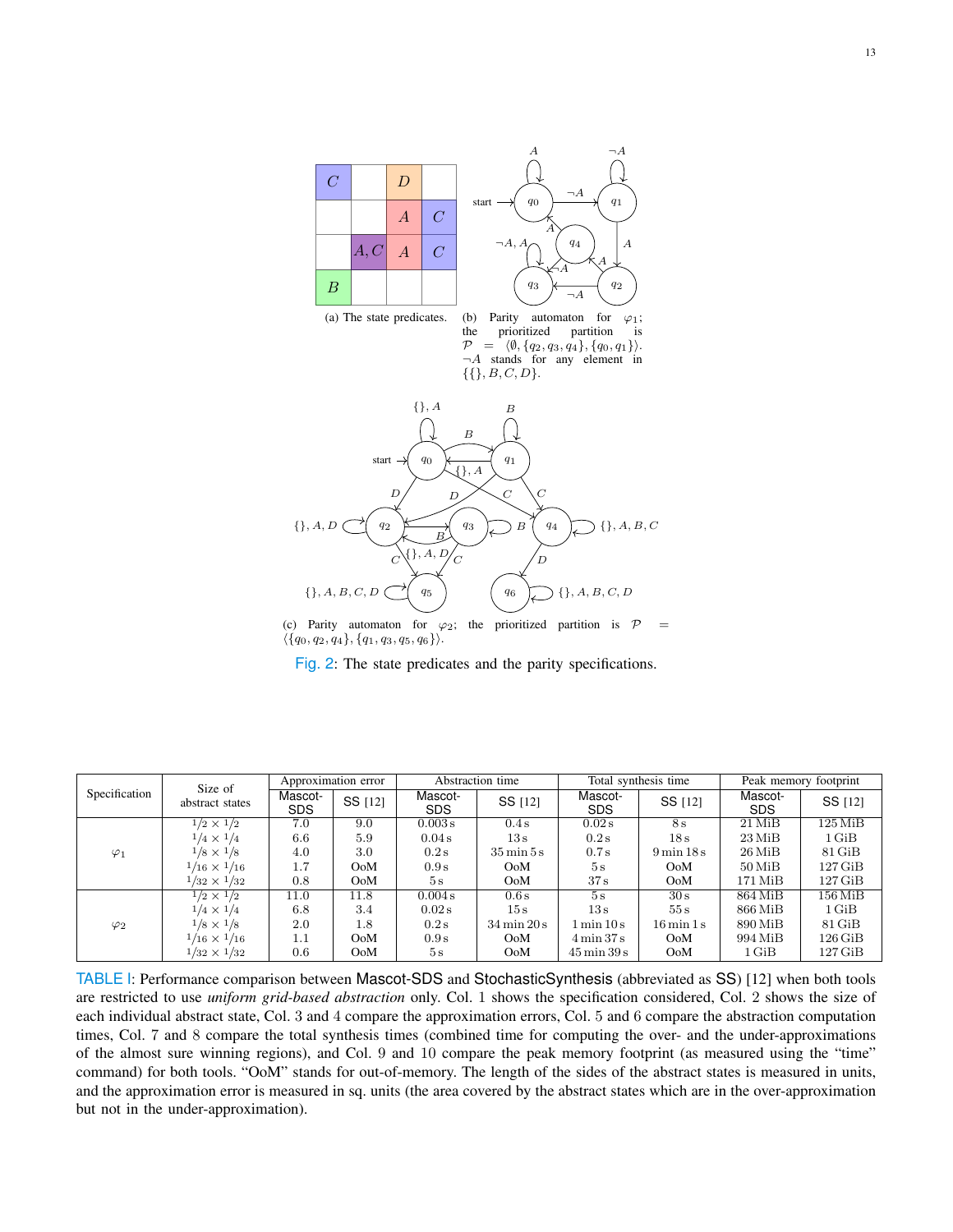(a) The state predicates.

(b) Parity automaton for $\varphi_1$; the prioritized partition is $\mathcal{P} = \langle \emptyset, \{q_2, q_3, q_4\}, \{q_0, q_1\}\rangle$. $\neg A$ stands for any element in $\{\{\}, B, C, D\}$.

(c) Parity automaton for $\varphi_2$; the prioritized partition is $\mathcal{P} = \langle \{q_0, q_2, q_4\}, \{q_1, q_3, q_5, q_6\}\rangle$.

Fig. 2: The state predicates and the parity specifications.

| Specification | Size of abstract states | Approximation error | | Abstraction time | | Total synthesis time | | Peak memory footprint | |
|---|---|---|---|---|---|---|---|---|---|
| | | Mascot-SDS | SS [12] | Mascot-SDS | SS [12] | Mascot-SDS | SS [12] | Mascot-SDS | SS [12] |
| $\varphi_1$ | $1/2 \times 1/2$ | 7.0 | 9.0 | 0.003 s | 0.4 s | 0.02 s | 8 s | 21 MiB | 125 MiB |
| | $1/4 \times 1/4$ | 6.6 | 5.9 | 0.04 s | 13 s | 0.2 s | 18 s | 23 MiB | 1 GiB |
| | $1/8 \times 1/8$ | 4.0 | 3.0 | 0.2 s | 35 min 5 s | 0.7 s | 9 min 18 s | 26 MiB | 81 GiB |
| | $1/16 \times 1/16$ | 1.7 | OoM | 0.9 s | OoM | 5 s | OoM | 50 MiB | 127 GiB |
| | $1/32 \times 1/32$ | 0.8 | OoM | 5 s | OoM | 37 s | OoM | 171 MiB | 127 GiB |
| $\varphi_2$ | $1/2 \times 1/2$ | 11.0 | 11.8 | 0.004 s | 0.6 s | 5 s | 30 s | 864 MiB | 156 MiB |
| | $1/4 \times 1/4$ | 6.8 | 3.4 | 0.02 s | 15 s | 13 s | 55 s | 866 MiB | 1 GiB |
| | $1/8 \times 1/8$ | 2.0 | 1.8 | 0.2 s | 34 min 20 s | 1 min 10 s | 16 min 1 s | 890 MiB | 81 GiB |
| | $1/16 \times 1/16$ | 1.1 | OoM | 0.9 s | OoM | 4 min 37 s | OoM | 994 MiB | 126 GiB |
| | $1/32 \times 1/32$ | 0.6 | OoM | 5 s | OoM | 45 min 39 s | OoM | 1 GiB | 127 GiB |

TABLE I: Performance comparison between Mascot-SDS and StochasticSynthesis (abbreviated as SS) [12] when both tools are restricted to use *uniform grid-based abstraction* only. Col. 1 shows the specification considered, Col. 2 shows the size of each individual abstract state, Col. 3 and 4 compare the approximation errors, Col. 5 and 6 compare the abstraction computation times, Col. 7 and 8 compare the total synthesis times (combined time for computing the over- and the under-approximations of the almost sure winning regions), and Col. 9 and 10 compare the peak memory footprint (as measured using the "time" command) for both tools. "OoM" stands for out-of-memory. The length of the sides of the abstract states is measured in units, and the approximation error is measured in sq. units (the area covered by the abstract states which are in the over-approximation but not in the under-approximation).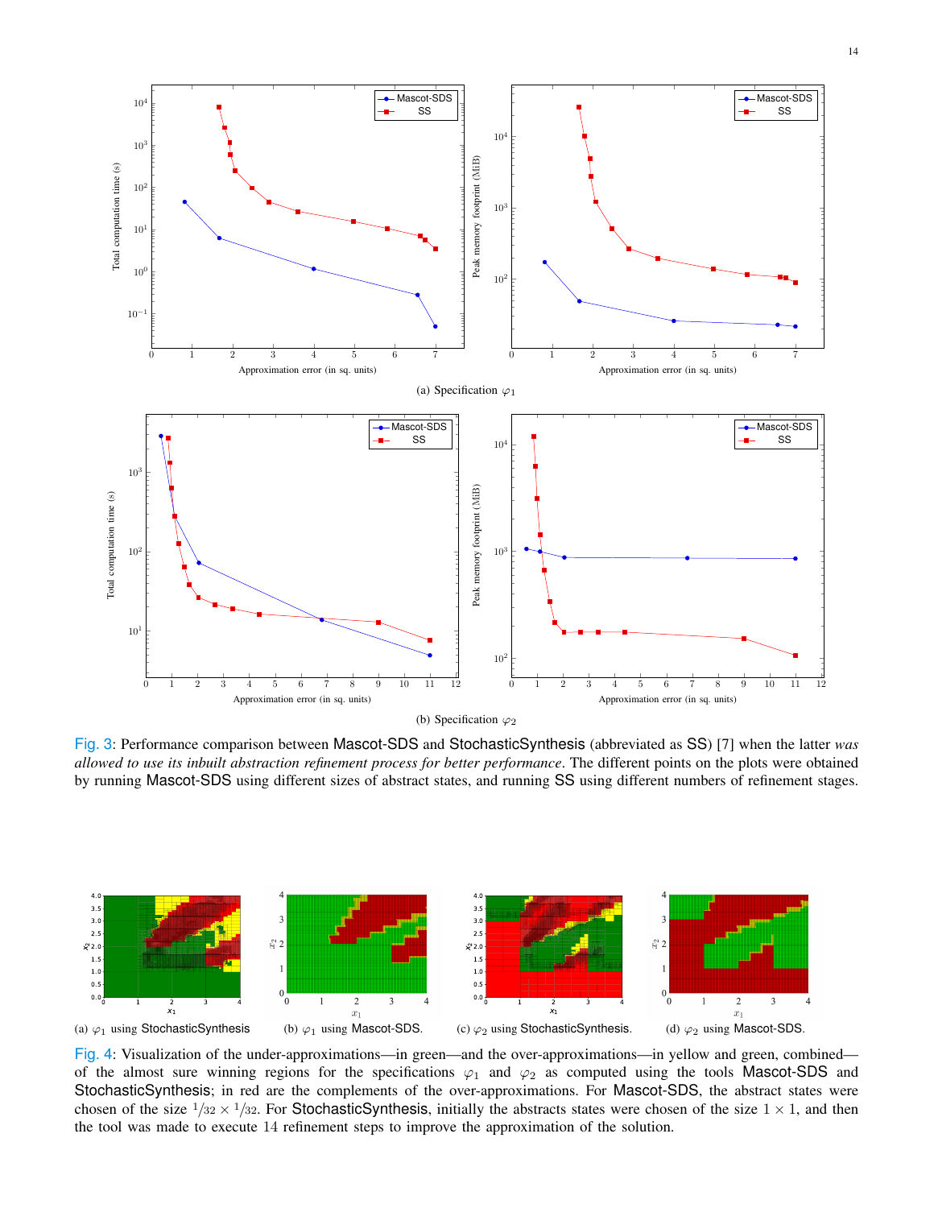Mascot-SDS
SS

Total computation time (s)

$10^{-1}$ $10^{0}$ $10^{1}$ $10^{2}$ $10^{3}$ $10^{4}$

Approximation error (in sq. units)

0 1 2 3 4 5 6 7

Mascot-SDS
SS

Peak memory footprint (MiB)

$10^{2}$ $10^{3}$ $10^{4}$

Approximation error (in sq. units)

0 1 2 3 4 5 6 7

(a) Specification $\varphi_1$

Mascot-SDS
SS

Total computation time (s)

$10^{1}$ $10^{2}$ $10^{3}$

Approximation error (in sq. units)

0 1 2 3 4 5 6 7 8 9 10 11 12

Mascot-SDS
SS

Peak memory footprint (MiB)

$10^{2}$ $10^{3}$ $10^{4}$

Approximation error (in sq. units)

0 1 2 3 4 5 6 7 8 9 10 11 12

(b) Specification $\varphi_2$

Fig. 3: Performance comparison between Mascot-SDS and StochasticSynthesis (abbreviated as SS) [7] when the latter *was allowed to use its inbuilt abstraction refinement process for better performance*. The different points on the plots were obtained by running Mascot-SDS using different sizes of abstract states, and running SS using different numbers of refinement stages.

(a) $\varphi_1$ using StochasticSynthesis (b) $\varphi_1$ using Mascot-SDS. (c) $\varphi_2$ using StochasticSynthesis. (d) $\varphi_2$ using Mascot-SDS.

Fig. 4: Visualization of the under-approximations—in green—and the over-approximations—in yellow and green, combined—of the almost sure winning regions for the specifications $\varphi_1$ and $\varphi_2$ as computed using the tools Mascot-SDS and StochasticSynthesis; in red are the complements of the over-approximations. For Mascot-SDS, the abstract states were chosen of the size $1/32 \times 1/32$. For StochasticSynthesis, initially the abstracts states were chosen of the size $1 \times 1$, and then the tool was made to execute 14 refinement steps to improve the approximation of the solution.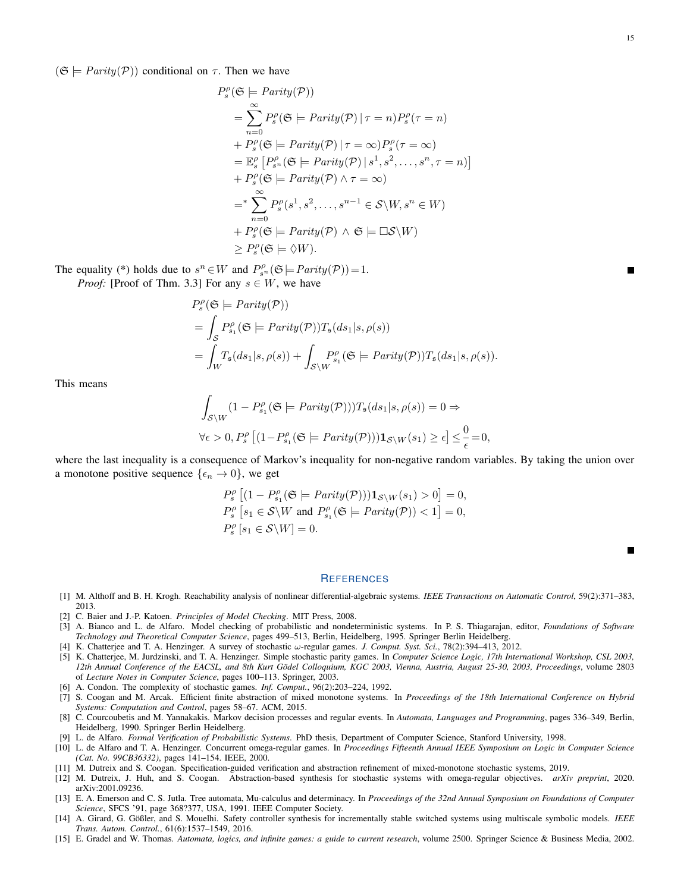$(\mathfrak{S} \models \mathit{Parity}(\mathcal{P}))$ conditional on $\tau$. Then we have

$$
\begin{aligned}
&P_s^\rho(\mathfrak{S} \models \mathit{Parity}(\mathcal{P})) \\
&= \sum_{n=0}^{\infty} P_s^\rho(\mathfrak{S} \models \mathit{Parity}(\mathcal{P}) \,|\, \tau = n) P_s^\rho(\tau = n) \\
&+ P_s^\rho(\mathfrak{S} \models \mathit{Parity}(\mathcal{P}) \,|\, \tau = \infty) P_s^\rho(\tau = \infty) \\
&= \mathbb{E}_s^\rho \left[ P_{s^n}^\rho(\mathfrak{S} \models \mathit{Parity}(\mathcal{P}) \,|\, s^1, s^2, \ldots, s^n, \tau = n) \right] \\
&+ P_s^\rho(\mathfrak{S} \models \mathit{Parity}(\mathcal{P}) \wedge \tau = \infty) \\
&=^* \sum_{n=0}^{\infty} P_s^\rho(s^1, s^2, \ldots, s^{n-1} \in \mathcal{S}\backslash W, s^n \in W) \\
&+ P_s^\rho(\mathfrak{S} \models \mathit{Parity}(\mathcal{P}) \,\wedge\, \mathfrak{S} \models \Box \mathcal{S}\backslash W) \\
&\geq P_s^\rho(\mathfrak{S} \models \Diamond W).
\end{aligned}
$$

The equality (\*) holds due to $s^n \in W$ and $P_{s^n}^\rho(\mathfrak{S} \models \mathit{Parity}(\mathcal{P})) = 1$. ■

*Proof:* [Proof of Thm. 3.3] For any $s \in W$, we have

$$
\begin{aligned}
&P_s^\rho(\mathfrak{S} \models \mathit{Parity}(\mathcal{P})) \\
&= \int_{\mathcal{S}} P_{s_1}^\rho(\mathfrak{S} \models \mathit{Parity}(\mathcal{P})) T_{\mathfrak{s}}(ds_1|s, \rho(s)) \\
&= \int_{W} T_{\mathfrak{s}}(ds_1|s, \rho(s)) + \int_{\mathcal{S}\backslash W} P_{s_1}^\rho(\mathfrak{S} \models \mathit{Parity}(\mathcal{P})) T_{\mathfrak{s}}(ds_1|s, \rho(s)).
\end{aligned}
$$

This means

$$
\begin{aligned}
&\int_{\mathcal{S}\backslash W} (1 - P_{s_1}^\rho(\mathfrak{S} \models \mathit{Parity}(\mathcal{P}))) T_{\mathfrak{s}}(ds_1|s, \rho(s)) = 0 \Rightarrow \\
&\forall \epsilon > 0, P_s^\rho \left[ (1 - P_{s_1}^\rho(\mathfrak{S} \models \mathit{Parity}(\mathcal{P}))) \mathbf{1}_{\mathcal{S}\backslash W}(s_1) \geq \epsilon \right] \leq \frac{0}{\epsilon} = 0,
\end{aligned}
$$

where the last inequality is a consequence of Markov's inequality for non-negative random variables. By taking the union over a monotone positive sequence $\{\epsilon_n \to 0\}$, we get

$$
\begin{aligned}
&P_s^\rho \left[ (1 - P_{s_1}^\rho(\mathfrak{S} \models \mathit{Parity}(\mathcal{P}))) \mathbf{1}_{\mathcal{S}\backslash W}(s_1) > 0 \right] = 0, \\
&P_s^\rho \left[ s_1 \in \mathcal{S}\backslash W \text{ and } P_{s_1}^\rho(\mathfrak{S} \models \mathit{Parity}(\mathcal{P})) < 1 \right] = 0, \\
&P_s^\rho \left[ s_1 \in \mathcal{S}\backslash W \right] = 0.
\end{aligned}
$$

■

## References

[1] M. Althoff and B. H. Krogh. Reachability analysis of nonlinear differential-algebraic systems. *IEEE Transactions on Automatic Control*, 59(2):371–383, 2013.

[2] C. Baier and J.-P. Katoen. *Principles of Model Checking*. MIT Press, 2008.

[3] A. Bianco and L. de Alfaro. Model checking of probabilistic and nondeterministic systems. In P. S. Thiagarajan, editor, *Foundations of Software Technology and Theoretical Computer Science*, pages 499–513, Berlin, Heidelberg, 1995. Springer Berlin Heidelberg.

[4] K. Chatterjee and T. A. Henzinger. A survey of stochastic $\omega$-regular games. *J. Comput. Syst. Sci.*, 78(2):394–413, 2012.

[5] K. Chatterjee, M. Jurdzinski, and T. A. Henzinger. Simple stochastic parity games. In *Computer Science Logic, 17th International Workshop, CSL 2003, 12th Annual Conference of the EACSL, and 8th Kurt Gödel Colloquium, KGC 2003, Vienna, Austria, August 25-30, 2003, Proceedings*, volume 2803 of *Lecture Notes in Computer Science*, pages 100–113. Springer, 2003.

[6] A. Condon. The complexity of stochastic games. *Inf. Comput.*, 96(2):203–224, 1992.

[7] S. Coogan and M. Arcak. Efficient finite abstraction of mixed monotone systems. In *Proceedings of the 18th International Conference on Hybrid Systems: Computation and Control*, pages 58–67. ACM, 2015.

[8] C. Courcoubetis and M. Yannakakis. Markov decision processes and regular events. In *Automata, Languages and Programming*, pages 336–349, Berlin, Heidelberg, 1990. Springer Berlin Heidelberg.

[9] L. de Alfaro. *Formal Verification of Probabilistic Systems*. PhD thesis, Department of Computer Science, Stanford University, 1998.

[10] L. de Alfaro and T. A. Henzinger. Concurrent omega-regular games. In *Proceedings Fifteenth Annual IEEE Symposium on Logic in Computer Science (Cat. No. 99CB36332)*, pages 141–154. IEEE, 2000.

[11] M. Dutreix and S. Coogan. Specification-guided verification and abstraction refinement of mixed-monotone stochastic systems, 2019.

[12] M. Dutreix, J. Huh, and S. Coogan. Abstraction-based synthesis for stochastic systems with omega-regular objectives. *arXiv preprint*, 2020. arXiv:2001.09236.

[13] E. A. Emerson and C. S. Jutla. Tree automata, Mu-calculus and determinacy. In *Proceedings of the 32nd Annual Symposium on Foundations of Computer Science*, SFCS '91, page 368?377, USA, 1991. IEEE Computer Society.

[14] A. Girard, G. Gößler, and S. Mouelhi. Safety controller synthesis for incrementally stable switched systems using multiscale symbolic models. *IEEE Trans. Autom. Control.*, 61(6):1537–1549, 2016.

[15] E. Gradel and W. Thomas. *Automata, logics, and infinite games: a guide to current research*, volume 2500. Springer Science & Business Media, 2002.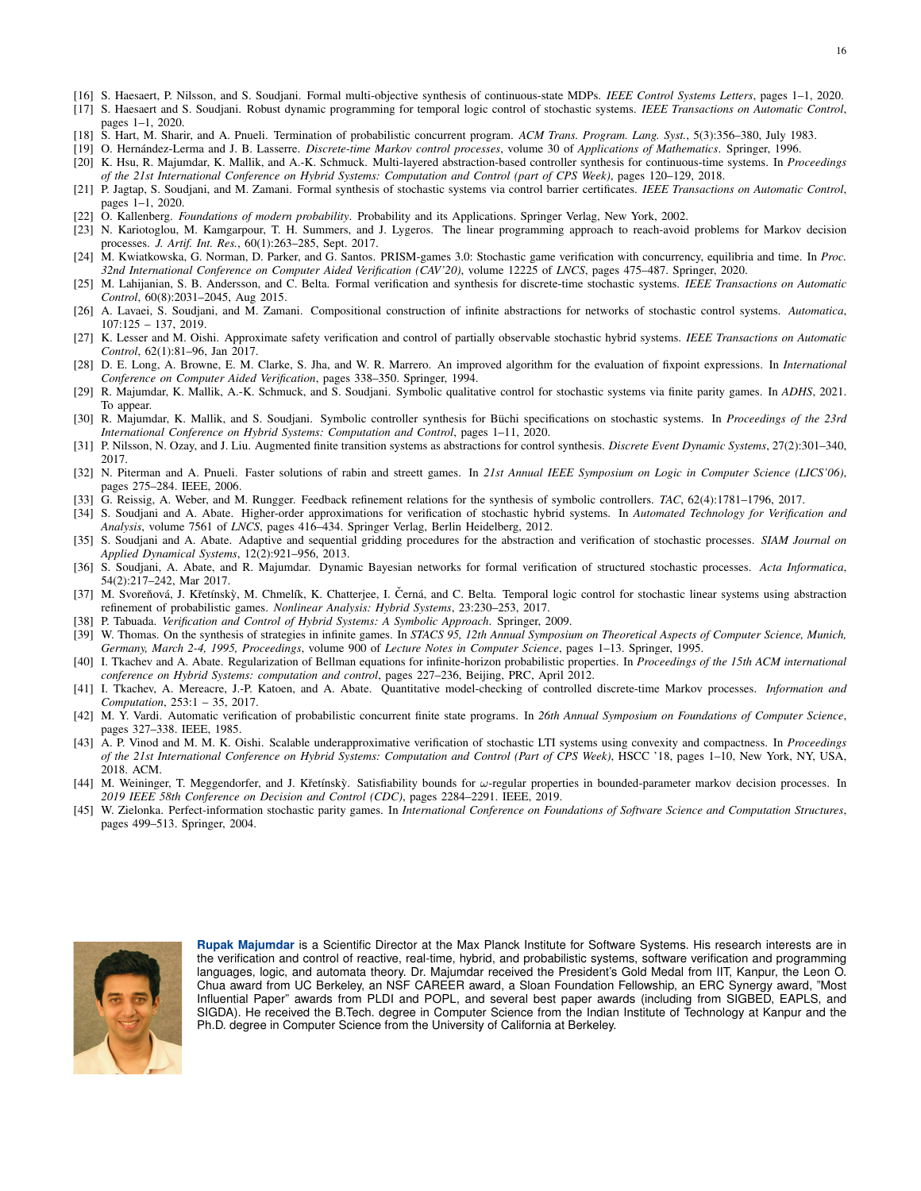[16] S. Haesaert, P. Nilsson, and S. Soudjani. Formal multi-objective synthesis of continuous-state MDPs. *IEEE Control Systems Letters*, pages 1–1, 2020.

[17] S. Haesaert and S. Soudjani. Robust dynamic programming for temporal logic control of stochastic systems. *IEEE Transactions on Automatic Control*, pages 1–1, 2020.

[18] S. Hart, M. Sharir, and A. Pnueli. Termination of probabilistic concurrent program. *ACM Trans. Program. Lang. Syst.*, 5(3):356–380, July 1983.

[19] O. Hernández-Lerma and J. B. Lasserre. *Discrete-time Markov control processes*, volume 30 of *Applications of Mathematics*. Springer, 1996.

[20] K. Hsu, R. Majumdar, K. Mallik, and A.-K. Schmuck. Multi-layered abstraction-based controller synthesis for continuous-time systems. In *Proceedings of the 21st International Conference on Hybrid Systems: Computation and Control (part of CPS Week)*, pages 120–129, 2018.

[21] P. Jagtap, S. Soudjani, and M. Zamani. Formal synthesis of stochastic systems via control barrier certificates. *IEEE Transactions on Automatic Control*, pages 1–1, 2020.

[22] O. Kallenberg. *Foundations of modern probability*. Probability and its Applications. Springer Verlag, New York, 2002.

[23] N. Kariotoglou, M. Kamgarpour, T. H. Summers, and J. Lygeros. The linear programming approach to reach-avoid problems for Markov decision processes. *J. Artif. Int. Res.*, 60(1):263–285, Sept. 2017.

[24] M. Kwiatkowska, G. Norman, D. Parker, and G. Santos. PRISM-games 3.0: Stochastic game verification with concurrency, equilibria and time. In *Proc. 32nd International Conference on Computer Aided Verification (CAV'20)*, volume 12225 of *LNCS*, pages 475–487. Springer, 2020.

[25] M. Lahijanian, S. B. Andersson, and C. Belta. Formal verification and synthesis for discrete-time stochastic systems. *IEEE Transactions on Automatic Control*, 60(8):2031–2045, Aug 2015.

[26] A. Lavaei, S. Soudjani, and M. Zamani. Compositional construction of infinite abstractions for networks of stochastic control systems. *Automatica*, 107:125 – 137, 2019.

[27] K. Lesser and M. Oishi. Approximate safety verification and control of partially observable stochastic hybrid systems. *IEEE Transactions on Automatic Control*, 62(1):81–96, Jan 2017.

[28] D. E. Long, A. Browne, E. M. Clarke, S. Jha, and W. R. Marrero. An improved algorithm for the evaluation of fixpoint expressions. In *International Conference on Computer Aided Verification*, pages 338–350. Springer, 1994.

[29] R. Majumdar, K. Mallik, A.-K. Schmuck, and S. Soudjani. Symbolic qualitative control for stochastic systems via finite parity games. In *ADHS*, 2021. To appear.

[30] R. Majumdar, K. Mallik, and S. Soudjani. Symbolic controller synthesis for Büchi specifications on stochastic systems. In *Proceedings of the 23rd International Conference on Hybrid Systems: Computation and Control*, pages 1–11, 2020.

[31] P. Nilsson, N. Ozay, and J. Liu. Augmented finite transition systems as abstractions for control synthesis. *Discrete Event Dynamic Systems*, 27(2):301–340, 2017.

[32] N. Piterman and A. Pnueli. Faster solutions of rabin and streett games. In *21st Annual IEEE Symposium on Logic in Computer Science (LICS'06)*, pages 275–284. IEEE, 2006.

[33] G. Reissig, A. Weber, and M. Rungger. Feedback refinement relations for the synthesis of symbolic controllers. *TAC*, 62(4):1781–1796, 2017.

[34] S. Soudjani and A. Abate. Higher-order approximations for verification of stochastic hybrid systems. In *Automated Technology for Verification and Analysis*, volume 7561 of *LNCS*, pages 416–434. Springer Verlag, Berlin Heidelberg, 2012.

[35] S. Soudjani and A. Abate. Adaptive and sequential gridding procedures for the abstraction and verification of stochastic processes. *SIAM Journal on Applied Dynamical Systems*, 12(2):921–956, 2013.

[36] S. Soudjani, A. Abate, and R. Majumdar. Dynamic Bayesian networks for formal verification of structured stochastic processes. *Acta Informatica*, 54(2):217–242, Mar 2017.

[37] M. Svoreňová, J. Křetínský, M. Chmelík, K. Chatterjee, I. Černá, and C. Belta. Temporal logic control for stochastic linear systems using abstraction refinement of probabilistic games. *Nonlinear Analysis: Hybrid Systems*, 23:230–253, 2017.

[38] P. Tabuada. *Verification and Control of Hybrid Systems: A Symbolic Approach*. Springer, 2009.

[39] W. Thomas. On the synthesis of strategies in infinite games. In *STACS 95, 12th Annual Symposium on Theoretical Aspects of Computer Science, Munich, Germany, March 2-4, 1995, Proceedings*, volume 900 of *Lecture Notes in Computer Science*, pages 1–13. Springer, 1995.

[40] I. Tkachev and A. Abate. Regularization of Bellman equations for infinite-horizon probabilistic properties. In *Proceedings of the 15th ACM international conference on Hybrid Systems: computation and control*, pages 227–236, Beijing, PRC, April 2012.

[41] I. Tkachev, A. Mereacre, J.-P. Katoen, and A. Abate. Quantitative model-checking of controlled discrete-time Markov processes. *Information and Computation*, 253:1 – 35, 2017.

[42] M. Y. Vardi. Automatic verification of probabilistic concurrent finite state programs. In *26th Annual Symposium on Foundations of Computer Science*, pages 327–338. IEEE, 1985.

[43] A. P. Vinod and M. M. K. Oishi. Scalable underapproximative verification of stochastic LTI systems using convexity and compactness. In *Proceedings of the 21st International Conference on Hybrid Systems: Computation and Control (Part of CPS Week)*, HSCC '18, pages 1–10, New York, NY, USA, 2018. ACM.

[44] M. Weininger, T. Meggendorfer, and J. Křetínskỳ. Satisfiability bounds for $\omega$-regular properties in bounded-parameter markov decision processes. In *2019 IEEE 58th Conference on Decision and Control (CDC)*, pages 2284–2291. IEEE, 2019.

[45] W. Zielonka. Perfect-information stochastic parity games. In *International Conference on Foundations of Software Science and Computation Structures*, pages 499–513. Springer, 2004.

**Rupak Majumdar** is a Scientific Director at the Max Planck Institute for Software Systems. His research interests are in the verification and control of reactive, real-time, hybrid, and probabilistic systems, software verification and programming languages, logic, and automata theory. Dr. Majumdar received the President's Gold Medal from IIT, Kanpur, the Leon O. Chua award from UC Berkeley, an NSF CAREER award, a Sloan Foundation Fellowship, an ERC Synergy award, "Most Influential Paper" awards from PLDI and POPL, and several best paper awards (including from SIGBED, EAPLS, and SIGDA). He received the B.Tech. degree in Computer Science from the Indian Institute of Technology at Kanpur and the Ph.D. degree in Computer Science from the University of California at Berkeley.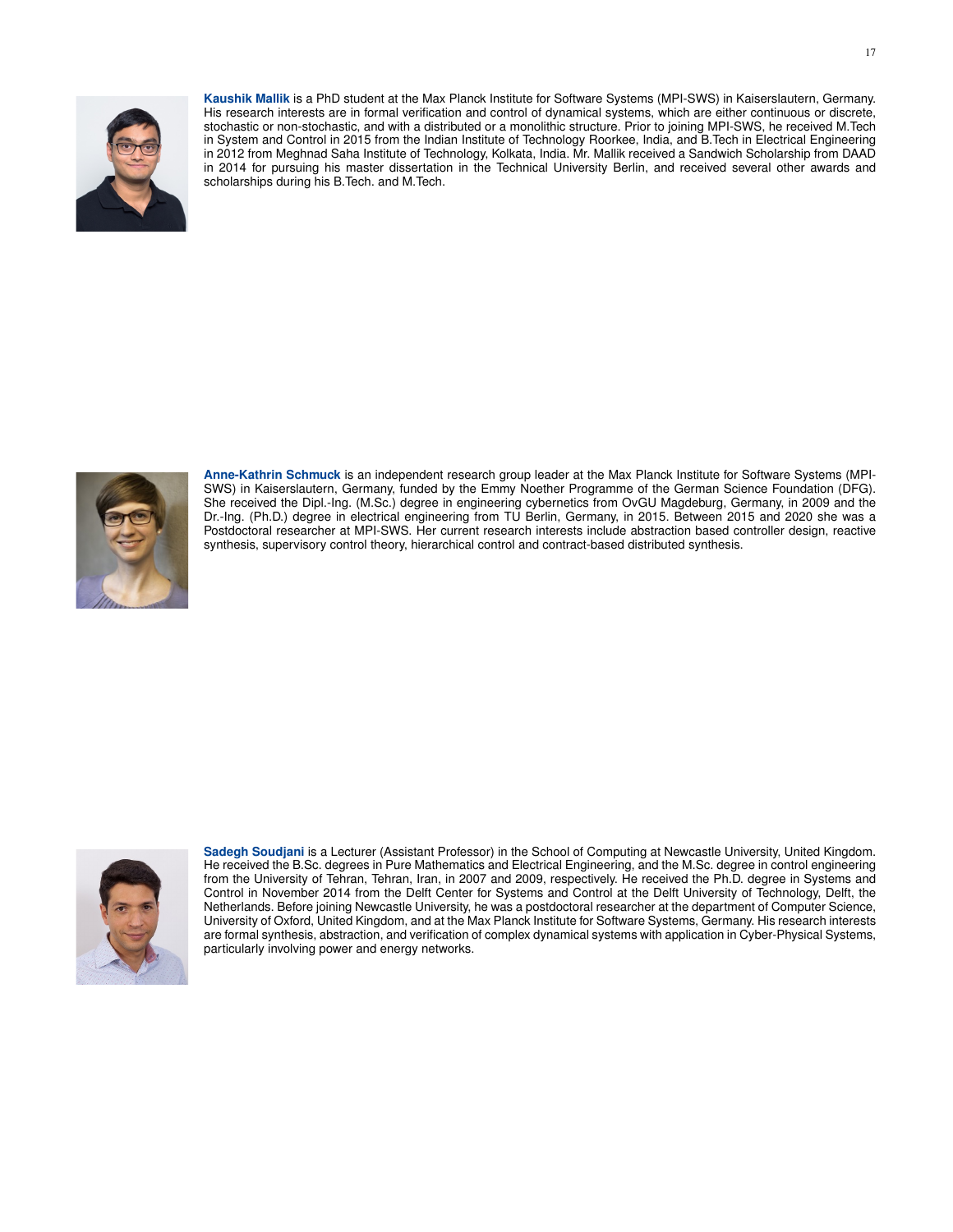**Kaushik Mallik** is a PhD student at the Max Planck Institute for Software Systems (MPI-SWS) in Kaiserslautern, Germany. His research interests are in formal verification and control of dynamical systems, which are either continuous or discrete, stochastic or non-stochastic, and with a distributed or a monolithic structure. Prior to joining MPI-SWS, he received M.Tech in System and Control in 2015 from the Indian Institute of Technology Roorkee, India, and B.Tech in Electrical Engineering in 2012 from Meghnad Saha Institute of Technology, Kolkata, India. Mr. Mallik received a Sandwich Scholarship from DAAD in 2014 for pursuing his master dissertation in the Technical University Berlin, and received several other awards and scholarships during his B.Tech. and M.Tech.

**Anne-Kathrin Schmuck** is an independent research group leader at the Max Planck Institute for Software Systems (MPI-SWS) in Kaiserslautern, Germany, funded by the Emmy Noether Programme of the German Science Foundation (DFG). She received the Dipl.-Ing. (M.Sc.) degree in engineering cybernetics from OvGU Magdeburg, Germany, in 2009 and the Dr.-Ing. (Ph.D.) degree in electrical engineering from TU Berlin, Germany, in 2015. Between 2015 and 2020 she was a Postdoctoral researcher at MPI-SWS. Her current research interests include abstraction based controller design, reactive synthesis, supervisory control theory, hierarchical control and contract-based distributed synthesis.

**Sadegh Soudjani** is a Lecturer (Assistant Professor) in the School of Computing at Newcastle University, United Kingdom. He received the B.Sc. degrees in Pure Mathematics and Electrical Engineering, and the M.Sc. degree in control engineering from the University of Tehran, Tehran, Iran, in 2007 and 2009, respectively. He received the Ph.D. degree in Systems and Control in November 2014 from the Delft Center for Systems and Control at the Delft University of Technology, Delft, the Netherlands. Before joining Newcastle University, he was a postdoctoral researcher at the department of Computer Science, University of Oxford, United Kingdom, and at the Max Planck Institute for Software Systems, Germany. His research interests are formal synthesis, abstraction, and verification of complex dynamical systems with application in Cyber-Physical Systems, particularly involving power and energy networks.